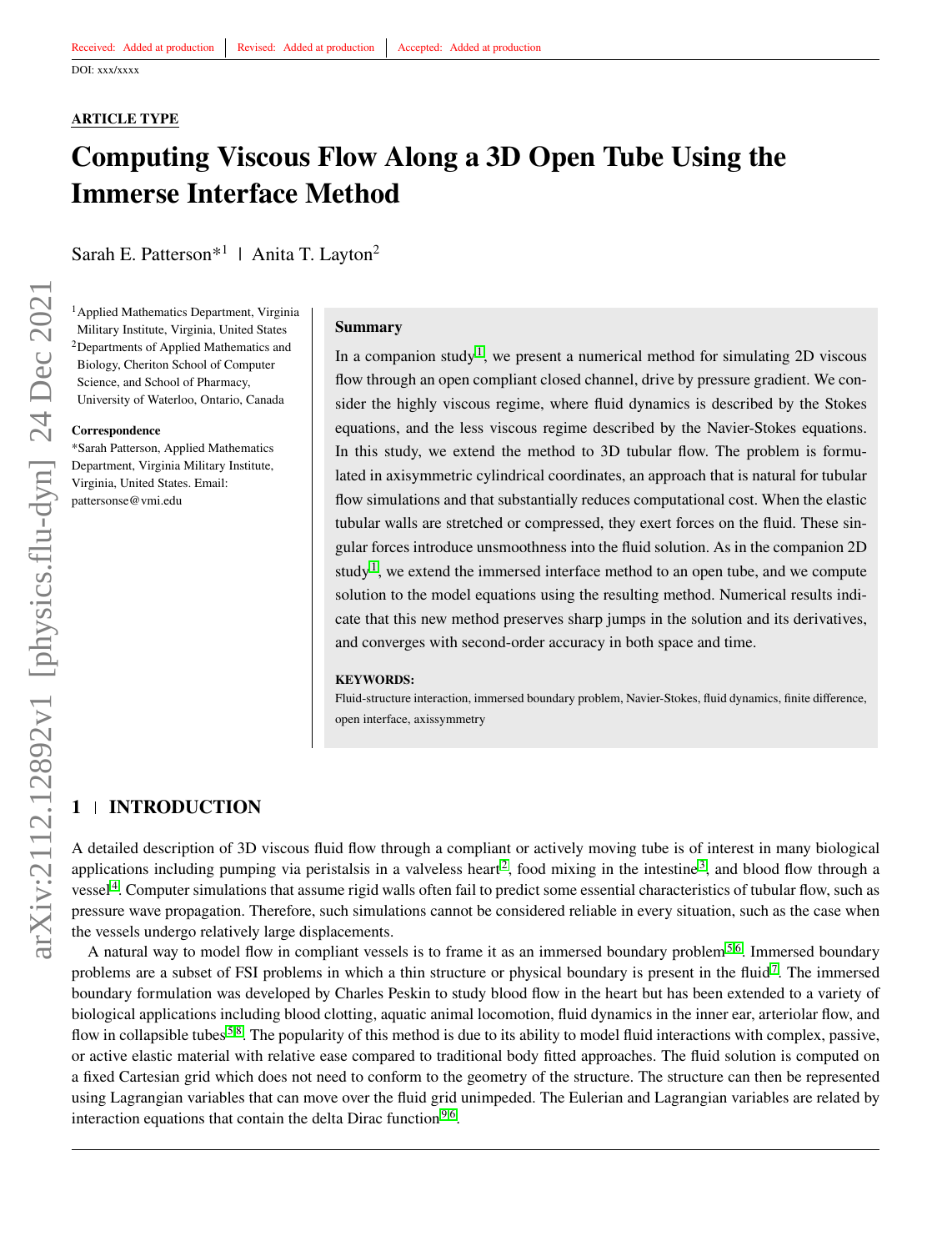Received: Added at production | Revised: Added at production | Accepted: Added at production

DOI: xxx/xxxx

**ARTICLE TYPE**

# Computing Viscous Flow Along a 3D Open Tube Using the Immerse Interface Method

Sarah E. Patterson*[1] | Anita T. Layton[2]

[1]Applied Mathematics Department, Virginia Military Institute, Virginia, United States
[2]Departments of Applied Mathematics and Biology, Cheriton School of Computer Science, and School of Pharmacy, University of Waterloo, Ontario, Canada

**Correspondence**
*Sarah Patterson, Applied Mathematics Department, Virginia Military Institute, Virginia, United States. Email: pattersonse@vmi.edu

## Summary

In a companion study[1], we present a numerical method for simulating 2D viscous flow through an open compliant closed channel, drive by pressure gradient. We consider the highly viscous regime, where fluid dynamics is described by the Stokes equations, and the less viscous regime described by the Navier-Stokes equations. In this study, we extend the method to 3D tubular flow. The problem is formulated in axisymmetric cylindrical coordinates, an approach that is natural for tubular flow simulations and that substantially reduces computational cost. When the elastic tubular walls are stretched or compressed, they exert forces on the fluid. These singular forces introduce unsmoothness into the fluid solution. As in the companion 2D study[1], we extend the immersed interface method to an open tube, and we compute solution to the model equations using the resulting method. Numerical results indicate that this new method preserves sharp jumps in the solution and its derivatives, and converges with second-order accuracy in both space and time.

**KEYWORDS:**
Fluid-structure interaction, immersed boundary problem, Navier-Stokes, fluid dynamics, finite difference, open interface, axisymmetry

## 1 | INTRODUCTION

A detailed description of 3D viscous fluid flow through a compliant or actively moving tube is of interest in many biological applications including pumping via peristalsis in a valveless heart[2], food mixing in the intestine[3], and blood flow through a vessel[4]. Computer simulations that assume rigid walls often fail to predict some essential characteristics of tubular flow, such as pressure wave propagation. Therefore, such simulations cannot be considered reliable in every situation, such as the case when the vessels undergo relatively large displacements.

A natural way to model flow in compliant vessels is to frame it as an immersed boundary problem[5,6]. Immersed boundary problems are a subset of FSI problems in which a thin structure or physical boundary is present in the fluid[7]. The immersed boundary formulation was developed by Charles Peskin to study blood flow in the heart but has been extended to a variety of biological applications including blood clotting, aquatic animal locomotion, fluid dynamics in the inner ear, arteriolar flow, and flow in collapsible tubes[5,8]. The popularity of this method is due to its ability to model fluid interactions with complex, passive, or active elastic material with relative ease compared to traditional body fitted approaches. The fluid solution is computed on a fixed Cartesian grid which does not need to conform to the geometry of the structure. The structure can then be represented using Lagrangian variables that can move over the fluid grid unimpeded. The Eulerian and Lagrangian variables are related by interaction equations that contain the delta Dirac function[9,6].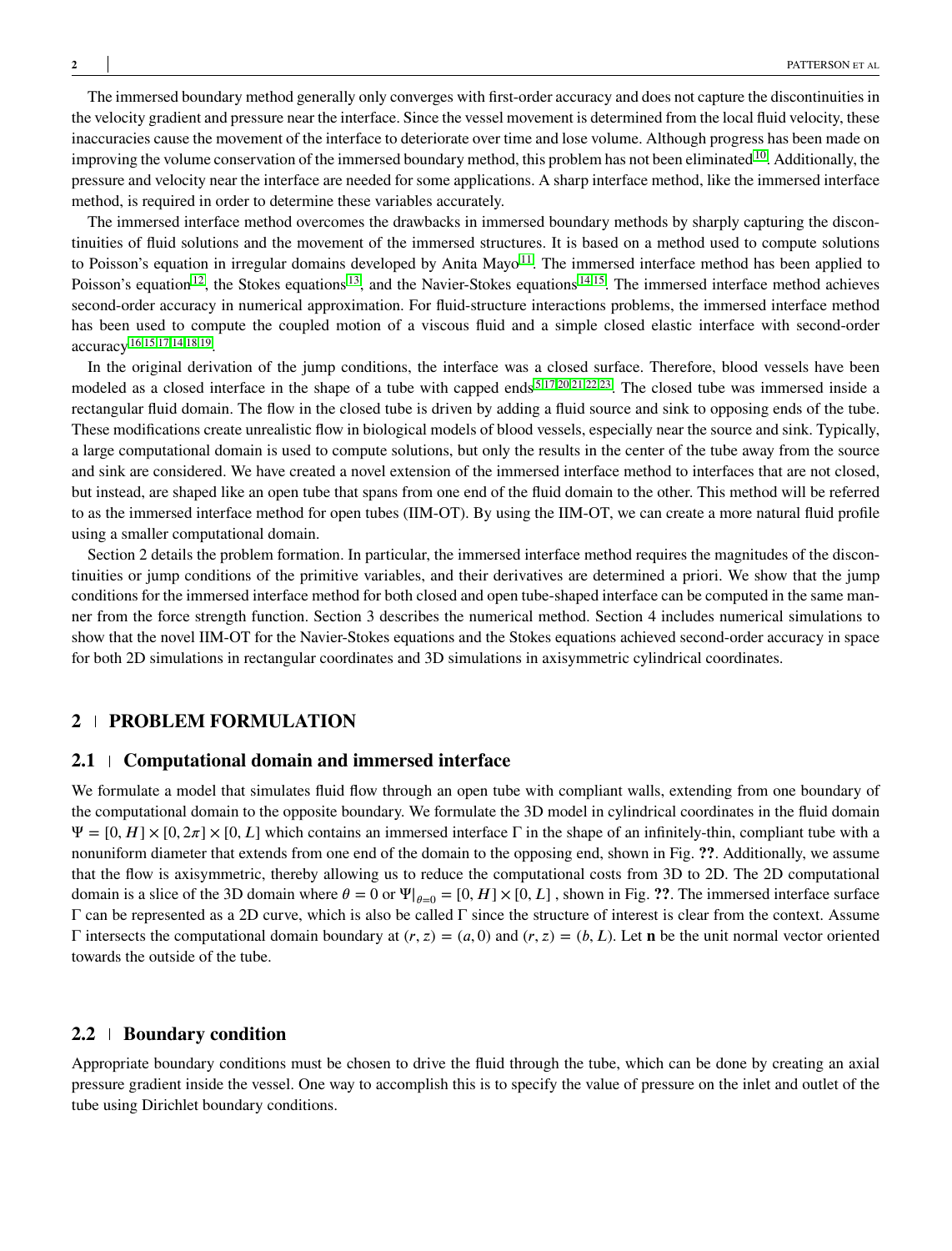The immersed boundary method generally only converges with first-order accuracy and does not capture the discontinuities in the velocity gradient and pressure near the interface. Since the vessel movement is determined from the local fluid velocity, these inaccuracies cause the movement of the interface to deteriorate over time and lose volume. Although progress has been made on improving the volume conservation of the immersed boundary method, this problem has not been eliminated[10]. Additionally, the pressure and velocity near the interface are needed for some applications. A sharp interface method, like the immersed interface method, is required in order to determine these variables accurately.

The immersed interface method overcomes the drawbacks in immersed boundary methods by sharply capturing the discontinuities of fluid solutions and the movement of the immersed structures. It is based on a method used to compute solutions to Poisson's equation in irregular domains developed by Anita Mayo[11]. The immersed interface method has been applied to Poisson's equation[12], the Stokes equations[13], and the Navier-Stokes equations[14,15]. The immersed interface method achieves second-order accuracy in numerical approximation. For fluid-structure interactions problems, the immersed interface method has been used to compute the coupled motion of a viscous fluid and a simple closed elastic interface with second-order accuracy[16,15,17,14,18,19].

In the original derivation of the jump conditions, the interface was a closed surface. Therefore, blood vessels have been modeled as a closed interface in the shape of a tube with capped ends[5,17,20,21,22,23]. The closed tube was immersed inside a rectangular fluid domain. The flow in the closed tube is driven by adding a fluid source and sink to opposing ends of the tube. These modifications create unrealistic flow in biological models of blood vessels, especially near the source and sink. Typically, a large computational domain is used to compute solutions, but only the results in the center of the tube away from the source and sink are considered. We have created a novel extension of the immersed interface method to interfaces that are not closed, but instead, are shaped like an open tube that spans from one end of the fluid domain to the other. This method will be referred to as the immersed interface method for open tubes (IIM-OT). By using the IIM-OT, we can create a more natural fluid profile using a smaller computational domain.

Section 2 details the problem formation. In particular, the immersed interface method requires the magnitudes of the discontinuities or jump conditions of the primitive variables, and their derivatives are determined a priori. We show that the jump conditions for the immersed interface method for both closed and open tube-shaped interface can be computed in the same manner from the force strength function. Section 3 describes the numerical method. Section 4 includes numerical simulations to show that the novel IIM-OT for the Navier-Stokes equations and the Stokes equations achieved second-order accuracy in space for both 2D simulations in rectangular coordinates and 3D simulations in axisymmetric cylindrical coordinates.

## 2 | PROBLEM FORMULATION

### 2.1 | Computational domain and immersed interface

We formulate a model that simulates fluid flow through an open tube with compliant walls, extending from one boundary of the computational domain to the opposite boundary. We formulate the 3D model in cylindrical coordinates in the fluid domain $\Psi = [0, H] \times [0, 2\pi] \times [0, L]$ which contains an immersed interface $\Gamma$ in the shape of an infinitely-thin, compliant tube with a nonuniform diameter that extends from one end of the domain to the opposing end, shown in Fig. **??**. Additionally, we assume that the flow is axisymmetric, thereby allowing us to reduce the computational costs from 3D to 2D. The 2D computational domain is a slice of the 3D domain where $\theta = 0$ or $\Psi|_{\theta=0} = [0, H] \times [0, L]$ , shown in Fig. **??**. The immersed interface surface $\Gamma$ can be represented as a 2D curve, which is also be called $\Gamma$ since the structure of interest is clear from the context. Assume $\Gamma$ intersects the computational domain boundary at $(r, z) = (a, 0)$ and $(r, z) = (b, L)$. Let $\mathbf{n}$ be the unit normal vector oriented towards the outside of the tube.

### 2.2 | Boundary condition

Appropriate boundary conditions must be chosen to drive the fluid through the tube, which can be done by creating an axial pressure gradient inside the vessel. One way to accomplish this is to specify the value of pressure on the inlet and outlet of the tube using Dirichlet boundary conditions.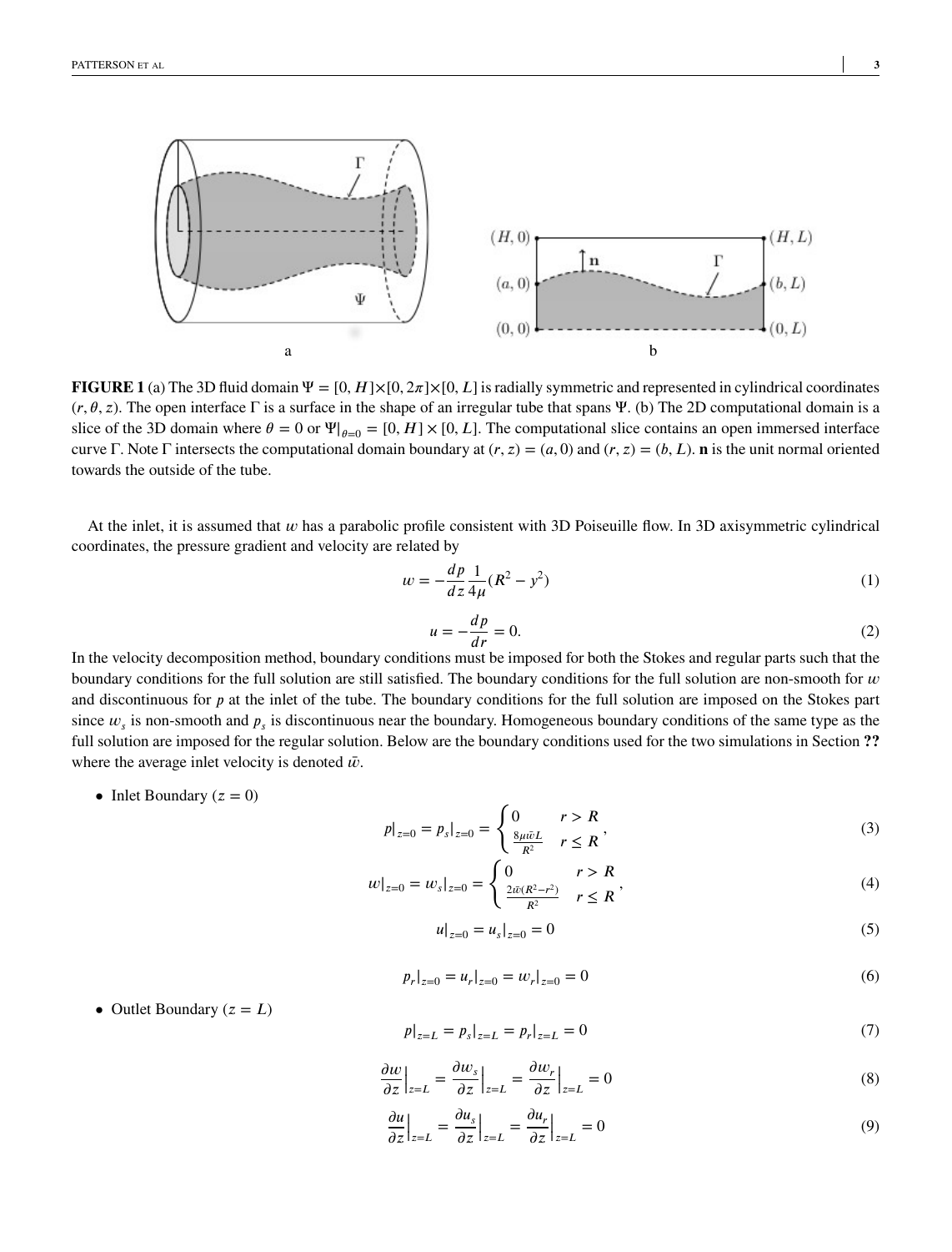FIGURE 1 (a) The 3D fluid domain $\Psi = [0, H]\times[0, 2\pi]\times[0, L]$ is radially symmetric and represented in cylindrical coordinates $(r, \theta, z)$. The open interface $\Gamma$ is a surface in the shape of an irregular tube that spans $\Psi$. (b) The 2D computational domain is a slice of the 3D domain where $\theta = 0$ or $\Psi|_{\theta=0} = [0, H] \times [0, L]$. The computational slice contains an open immersed interface curve $\Gamma$. Note $\Gamma$ intersects the computational domain boundary at $(r, z) = (a, 0)$ and $(r, z) = (b, L)$. **n** is the unit normal oriented towards the outside of the tube.

At the inlet, it is assumed that $w$ has a parabolic profile consistent with 3D Poiseuille flow. In 3D axisymmetric cylindrical coordinates, the pressure gradient and velocity are related by

$$w = -\frac{dp}{dz}\frac{1}{4\mu}(R^2 - y^2) \tag{1}$$

$$u = -\frac{dp}{dr} = 0. \tag{2}$$

In the velocity decomposition method, boundary conditions must be imposed for both the Stokes and regular parts such that the boundary conditions for the full solution are still satisfied. The boundary conditions for the full solution are non-smooth for $w$ and discontinuous for $p$ at the inlet of the tube. The boundary conditions for the full solution are imposed on the Stokes part since $w_s$ is non-smooth and $p_s$ is discontinuous near the boundary. Homogeneous boundary conditions of the same type as the full solution are imposed for the regular solution. Below are the boundary conditions used for the two simulations in Section **??** where the average inlet velocity is denoted $\bar{w}$.

- Inlet Boundary ($z = 0$)

$$p|_{z=0} = p_s|_{z=0} = \begin{cases} 0 & r > R \\ \frac{8\mu\bar{w}L}{R^2} & r \leq R \end{cases}, \tag{3}$$

$$w|_{z=0} = w_s|_{z=0} = \begin{cases} 0 & r > R \\ \frac{2\bar{w}(R^2-r^2)}{R^2} & r \leq R \end{cases}, \tag{4}$$

$$u|_{z=0} = u_s|_{z=0} = 0 \tag{5}$$

$$p_r|_{z=0} = u_r|_{z=0} = w_r|_{z=0} = 0 \tag{6}$$

- Outlet Boundary ($z = L$)

$$p|_{z=L} = p_s|_{z=L} = p_r|_{z=L} = 0 \tag{7}$$

$$\left.\frac{\partial w}{\partial z}\right|_{z=L} = \left.\frac{\partial w_s}{\partial z}\right|_{z=L} = \left.\frac{\partial w_r}{\partial z}\right|_{z=L} = 0 \tag{8}$$

$$\left.\frac{\partial u}{\partial z}\right|_{z=L} = \left.\frac{\partial u_s}{\partial z}\right|_{z=L} = \left.\frac{\partial u_r}{\partial z}\right|_{z=L} = 0 \tag{9}$$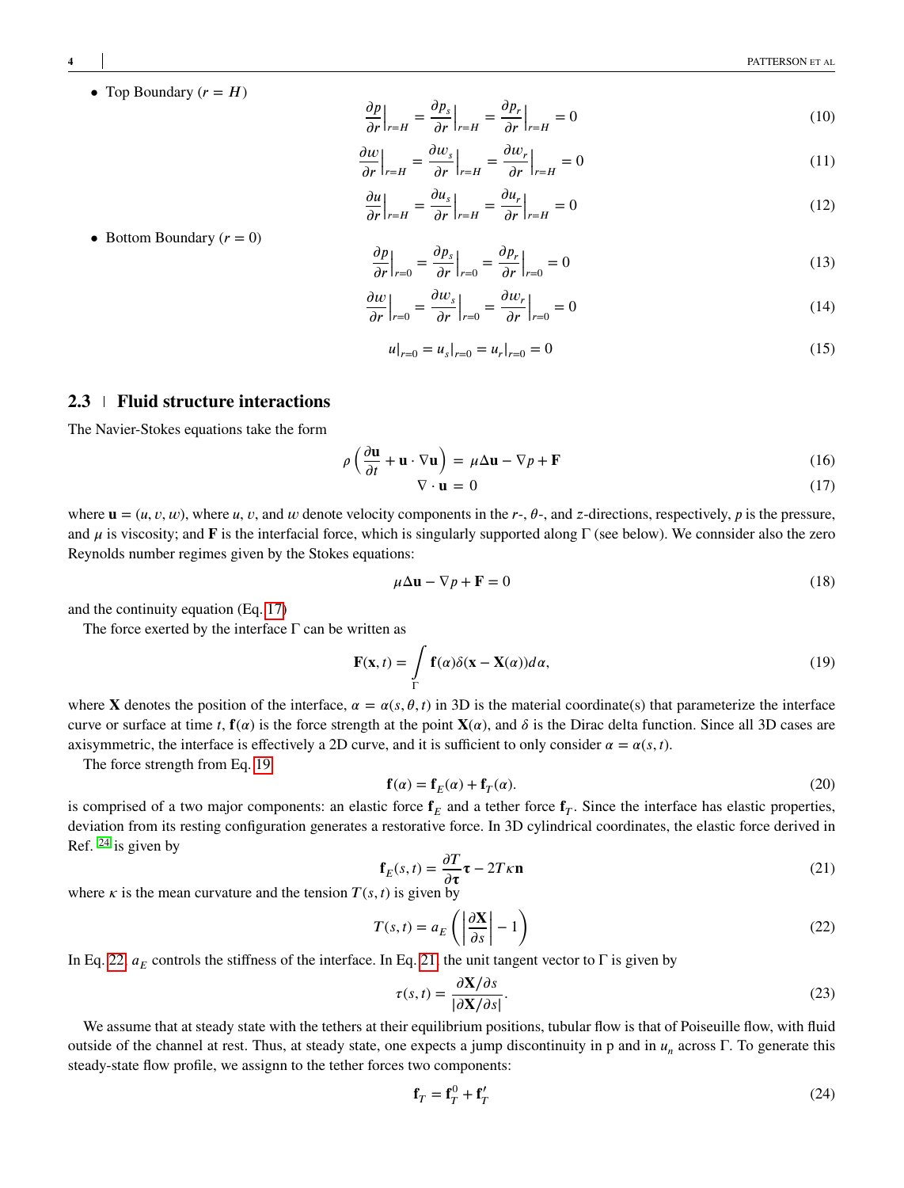- Top Boundary ($r = H$)

$$\left.\frac{\partial p}{\partial r}\right|_{r=H} = \left.\frac{\partial p_s}{\partial r}\right|_{r=H} = \left.\frac{\partial p_r}{\partial r}\right|_{r=H} = 0 \tag{10}$$

$$\left.\frac{\partial w}{\partial r}\right|_{r=H} = \left.\frac{\partial w_s}{\partial r}\right|_{r=H} = \left.\frac{\partial w_r}{\partial r}\right|_{r=H} = 0 \tag{11}$$

$$\left.\frac{\partial u}{\partial r}\right|_{r=H} = \left.\frac{\partial u_s}{\partial r}\right|_{r=H} = \left.\frac{\partial u_r}{\partial r}\right|_{r=H} = 0 \tag{12}$$

- Bottom Boundary ($r = 0$)

$$\left.\frac{\partial p}{\partial r}\right|_{r=0} = \left.\frac{\partial p_s}{\partial r}\right|_{r=0} = \left.\frac{\partial p_r}{\partial r}\right|_{r=0} = 0 \tag{13}$$

$$\left.\frac{\partial w}{\partial r}\right|_{r=0} = \left.\frac{\partial w_s}{\partial r}\right|_{r=0} = \left.\frac{\partial w_r}{\partial r}\right|_{r=0} = 0 \tag{14}$$

$$u|_{r=0} = u_s|_{r=0} = u_r|_{r=0} = 0 \tag{15}$$

## 2.3 | Fluid structure interactions

The Navier-Stokes equations take the form

$$\rho\left(\frac{\partial \mathbf{u}}{\partial t} + \mathbf{u}\cdot\nabla\mathbf{u}\right) = \mu\Delta\mathbf{u} - \nabla p + \mathbf{F} \tag{16}$$

$$\nabla\cdot\mathbf{u} = 0 \tag{17}$$

where $\mathbf{u} = (u, v, w)$, where $u$, $v$, and $w$ denote velocity components in the $r$-, $\theta$-, and $z$-directions, respectively, $p$ is the pressure, and $\mu$ is viscosity; and $\mathbf{F}$ is the interfacial force, which is singularly supported along $\Gamma$ (see below). We conssider also the zero Reynolds number regimes given by the Stokes equations:

$$\mu\Delta\mathbf{u} - \nabla p + \mathbf{F} = 0 \tag{18}$$

and the continuity equation (Eq. 17)

The force exerted by the interface $\Gamma$ can be written as

$$\mathbf{F}(\mathbf{x}, t) = \int_{\Gamma} \mathbf{f}(\alpha)\delta(\mathbf{x} - \mathbf{X}(\alpha))d\alpha, \tag{19}$$

where $\mathbf{X}$ denotes the position of the interface, $\alpha = \alpha(s, \theta, t)$ in 3D is the material coordinate(s) that parameterize the interface curve or surface at time $t$, $\mathbf{f}(\alpha)$ is the force strength at the point $\mathbf{X}(\alpha)$, and $\delta$ is the Dirac delta function. Since all 3D cases are axisymmetric, the interface is effectively a 2D curve, and it is sufficient to only consider $\alpha = \alpha(s, t)$.

The force strength from Eq. 19

$$\mathbf{f}(\alpha) = \mathbf{f}_E(\alpha) + \mathbf{f}_T(\alpha). \tag{20}$$

is comprised of a two major components: an elastic force $\mathbf{f}_E$ and a tether force $\mathbf{f}_T$. Since the interface has elastic properties, deviation from its resting configuration generates a restorative force. In 3D cylindrical coordinates, the elastic force derived in Ref. [24] is given by

$$\mathbf{f}_E(s, t) = \frac{\partial T}{\partial \boldsymbol{\tau}}\boldsymbol{\tau} - 2T\kappa\mathbf{n} \tag{21}$$

where $\kappa$ is the mean curvature and the tension $T(s, t)$ is given by

$$T(s, t) = a_E\left(\left|\frac{\partial \mathbf{X}}{\partial s}\right| - 1\right) \tag{22}$$

In Eq. 22, $a_E$ controls the stiffness of the interface. In Eq. 21, the unit tangent vector to $\Gamma$ is given by

$$\tau(s, t) = \frac{\partial \mathbf{X}/\partial s}{|\partial \mathbf{X}/\partial s|}. \tag{23}$$

We assume that at steady state with the tethers at their equilibrium positions, tubular flow is that of Poiseuille flow, with fluid outside of the channel at rest. Thus, at steady state, one expects a jump discontinuity in p and in $u_n$ across $\Gamma$. To generate this steady-state flow profile, we assignn to the tether forces two components:

$$\mathbf{f}_T = \mathbf{f}_T^0 + \mathbf{f}_T' \tag{24}$$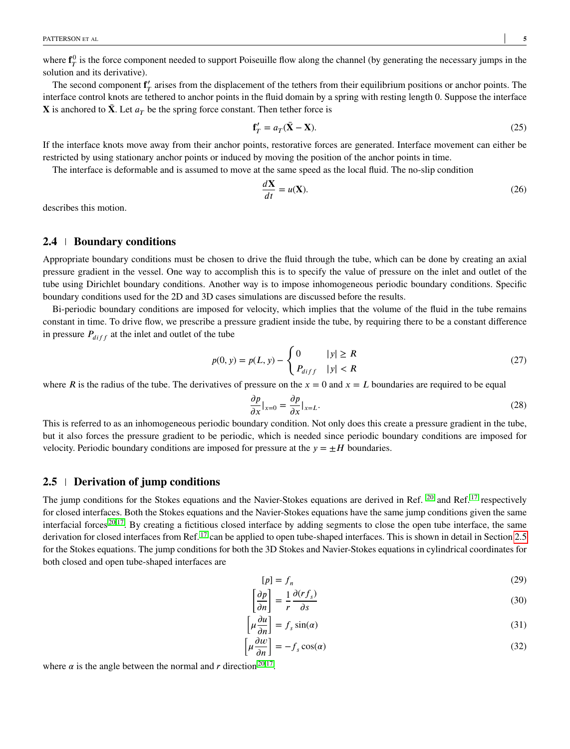where $\mathbf{f}_T^0$ is the force component needed to support Poiseuille flow along the channel (by generating the necessary jumps in the solution and its derivative).

The second component $\mathbf{f}_T'$ arises from the displacement of the tethers from their equilibrium positions or anchor points. The interface control knots are tethered to anchor points in the fluid domain by a spring with resting length 0. Suppose the interface $\mathbf{X}$ is anchored to $\bar{\mathbf{X}}$. Let $a_T$ be the spring force constant. Then tether force is

$$\mathbf{f}_T' = a_T(\bar{\mathbf{X}} - \mathbf{X}). \tag{25}$$

If the interface knots move away from their anchor points, restorative forces are generated. Interface movement can either be restricted by using stationary anchor points or induced by moving the position of the anchor points in time.

The interface is deformable and is assumed to move at the same speed as the local fluid. The no-slip condition

$$\frac{d\mathbf{X}}{dt} = u(\mathbf{X}). \tag{26}$$

describes this motion.

## 2.4 | Boundary conditions

Appropriate boundary conditions must be chosen to drive the fluid through the tube, which can be done by creating an axial pressure gradient in the vessel. One way to accomplish this is to specify the value of pressure on the inlet and outlet of the tube using Dirichlet boundary conditions. Another way is to impose inhomogeneous periodic boundary conditions. Specific boundary conditions used for the 2D and 3D cases simulations are discussed before the results.

Bi-periodic boundary conditions are imposed for velocity, which implies that the volume of the fluid in the tube remains constant in time. To drive flow, we prescribe a pressure gradient inside the tube, by requiring there to be a constant difference in pressure $P_{diff}$ at the inlet and outlet of the tube

$$p(0, y) = p(L, y) - \begin{cases} 0 & |y| \geq R \\ P_{diff} & |y| < R \end{cases} \tag{27}$$

where $R$ is the radius of the tube. The derivatives of pressure on the $x = 0$ and $x = L$ boundaries are required to be equal

$$\frac{\partial p}{\partial x}|_{x=0} = \frac{\partial p}{\partial x}|_{x=L}. \tag{28}$$

This is referred to as an inhomogeneous periodic boundary condition. Not only does this create a pressure gradient in the tube, but it also forces the pressure gradient to be periodic, which is needed since periodic boundary conditions are imposed for velocity. Periodic boundary conditions are imposed for pressure at the $y = \pm H$ boundaries.

## 2.5 | Derivation of jump conditions

The jump conditions for the Stokes equations and the Navier-Stokes equations are derived in Ref. [20] and Ref. [17] respectively for closed interfaces. Both the Stokes equations and the Navier-Stokes equations have the same jump conditions given the same interfacial forces[20,17]. By creating a fictitious closed interface by adding segments to close the open tube interface, the same derivation for closed interfaces from Ref. [17] can be applied to open tube-shaped interfaces. This is shown in detail in Section 2.5 for the Stokes equations. The jump conditions for both the 3D Stokes and Navier-Stokes equations in cylindrical coordinates for both closed and open tube-shaped interfaces are

$$[p] = f_n \tag{29}$$

$$\left[\frac{\partial p}{\partial n}\right] = \frac{1}{r}\frac{\partial (r f_s)}{\partial s} \tag{30}$$

$$\left[\mu \frac{\partial u}{\partial n}\right] = f_s \sin(\alpha) \tag{31}$$

$$\left[\mu \frac{\partial w}{\partial n}\right] = -f_s \cos(\alpha) \tag{32}$$

where $\alpha$ is the angle between the normal and $r$ direction[20,17].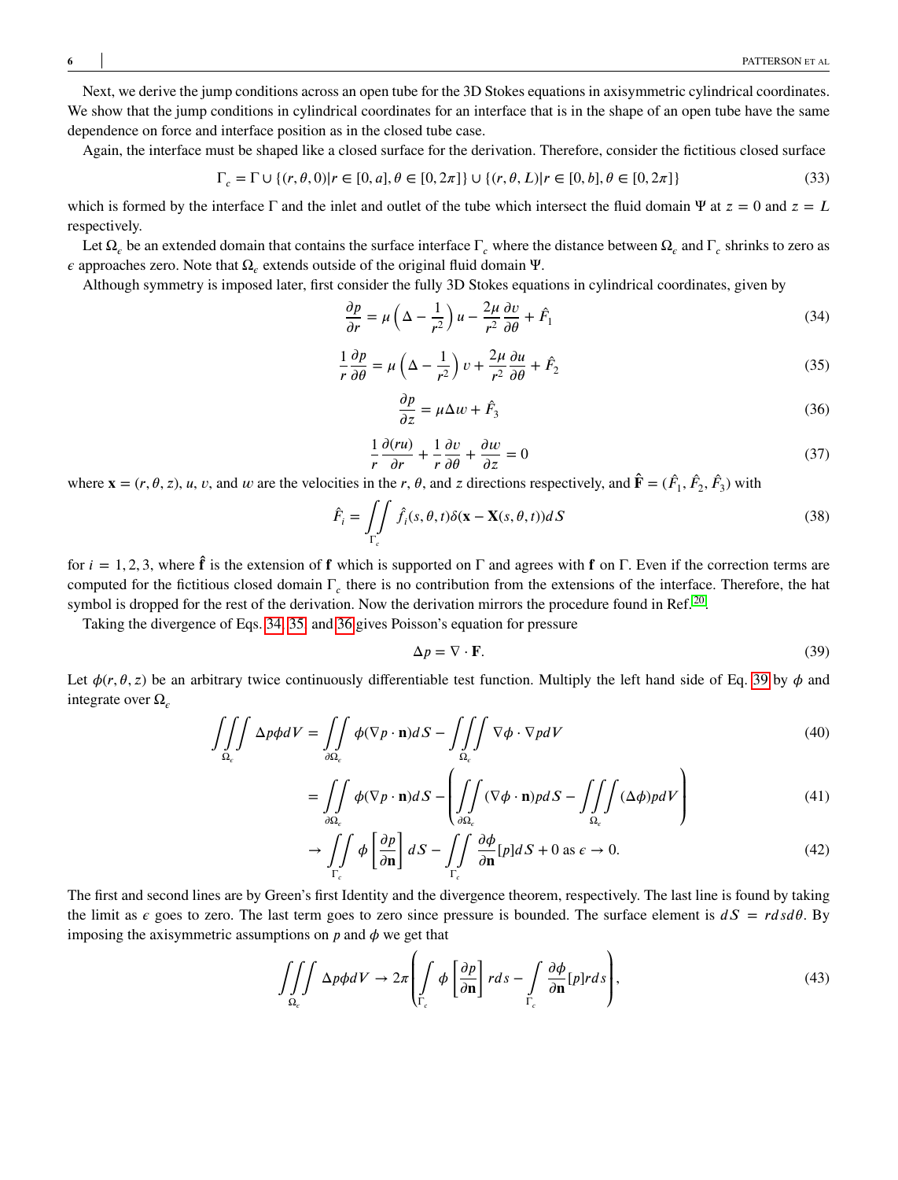Next, we derive the jump conditions across an open tube for the 3D Stokes equations in axisymmetric cylindrical coordinates. We show that the jump conditions in cylindrical coordinates for an interface that is in the shape of an open tube have the same dependence on force and interface position as in the closed tube case.

Again, the interface must be shaped like a closed surface for the derivation. Therefore, consider the fictitious closed surface

$$\Gamma_c = \Gamma \cup \{(r,\theta,0)|r \in [0,a], \theta \in [0,2\pi]\} \cup \{(r,\theta,L)|r \in [0,b], \theta \in [0,2\pi]\} \tag{33}$$

which is formed by the interface $\Gamma$ and the inlet and outlet of the tube which intersect the fluid domain $\Psi$ at $z = 0$ and $z = L$ respectively.

Let $\Omega_\epsilon$ be an extended domain that contains the surface interface $\Gamma_c$ where the distance between $\Omega_\epsilon$ and $\Gamma_c$ shrinks to zero as $\epsilon$ approaches zero. Note that $\Omega_\epsilon$ extends outside of the original fluid domain $\Psi$.

Although symmetry is imposed later, first consider the fully 3D Stokes equations in cylindrical coordinates, given by

$$\frac{\partial p}{\partial r} = \mu\left(\Delta - \frac{1}{r^2}\right)u - \frac{2\mu}{r^2}\frac{\partial v}{\partial \theta} + \hat{F}_1 \tag{34}$$

$$\frac{1}{r}\frac{\partial p}{\partial \theta} = \mu\left(\Delta - \frac{1}{r^2}\right)v + \frac{2\mu}{r^2}\frac{\partial u}{\partial \theta} + \hat{F}_2 \tag{35}$$

$$\frac{\partial p}{\partial z} = \mu \Delta w + \hat{F}_3 \tag{36}$$

$$\frac{1}{r}\frac{\partial (ru)}{\partial r} + \frac{1}{r}\frac{\partial v}{\partial \theta} + \frac{\partial w}{\partial z} = 0 \tag{37}$$

where $\mathbf{x} = (r,\theta,z)$, $u$, $v$, and $w$ are the velocities in the $r$, $\theta$, and $z$ directions respectively, and $\hat{\mathbf{F}} = (\hat{F}_1, \hat{F}_2, \hat{F}_3)$ with

$$\hat{F}_i = \iint_{\Gamma_c} \hat{f}_i(s,\theta,t)\delta(\mathbf{x} - \mathbf{X}(s,\theta,t))dS \tag{38}$$

for $i = 1,2,3$, where $\hat{\mathbf{f}}$ is the extension of $\mathbf{f}$ which is supported on $\Gamma$ and agrees with $\mathbf{f}$ on $\Gamma$. Even if the correction terms are computed for the fictitious closed domain $\Gamma_c$ there is no contribution from the extensions of the interface. Therefore, the hat symbol is dropped for the rest of the derivation. Now the derivation mirrors the procedure found in Ref.[20].

Taking the divergence of Eqs. 34, 35, and 36 gives Poisson's equation for pressure

$$\Delta p = \nabla \cdot \mathbf{F}. \tag{39}$$

Let $\phi(r,\theta,z)$ be an arbitrary twice continuously differentiable test function. Multiply the left hand side of Eq. 39 by $\phi$ and integrate over $\Omega_\epsilon$

$$\iiint_{\Omega_\epsilon} \Delta p \phi dV = \iint_{\partial\Omega_\epsilon} \phi(\nabla p \cdot \mathbf{n})dS - \iiint_{\Omega_\epsilon} \nabla\phi \cdot \nabla p dV \tag{40}$$

$$= \iint_{\partial\Omega_\epsilon} \phi(\nabla p \cdot \mathbf{n})dS - \left(\iint_{\partial\Omega_\epsilon} (\nabla\phi \cdot \mathbf{n})p dS - \iiint_{\Omega_\epsilon} (\Delta\phi)p dV\right) \tag{41}$$

$$\to \iint_{\Gamma_c} \phi\left[\frac{\partial p}{\partial \mathbf{n}}\right]dS - \iint_{\Gamma_c} \frac{\partial \phi}{\partial \mathbf{n}}[p]dS + 0 \text{ as } \epsilon \to 0. \tag{42}$$

The first and second lines are by Green's first Identity and the divergence theorem, respectively. The last line is found by taking the limit as $\epsilon$ goes to zero. The last term goes to zero since pressure is bounded. The surface element is $dS = r\,ds\,d\theta$. By imposing the axisymmetric assumptions on $p$ and $\phi$ we get that

$$\iiint_{\Omega_\epsilon} \Delta p \phi dV \to 2\pi\left(\int_{\Gamma_c} \phi\left[\frac{\partial p}{\partial \mathbf{n}}\right]r ds - \int_{\Gamma_c} \frac{\partial \phi}{\partial \mathbf{n}}[p]r ds\right), \tag{43}$$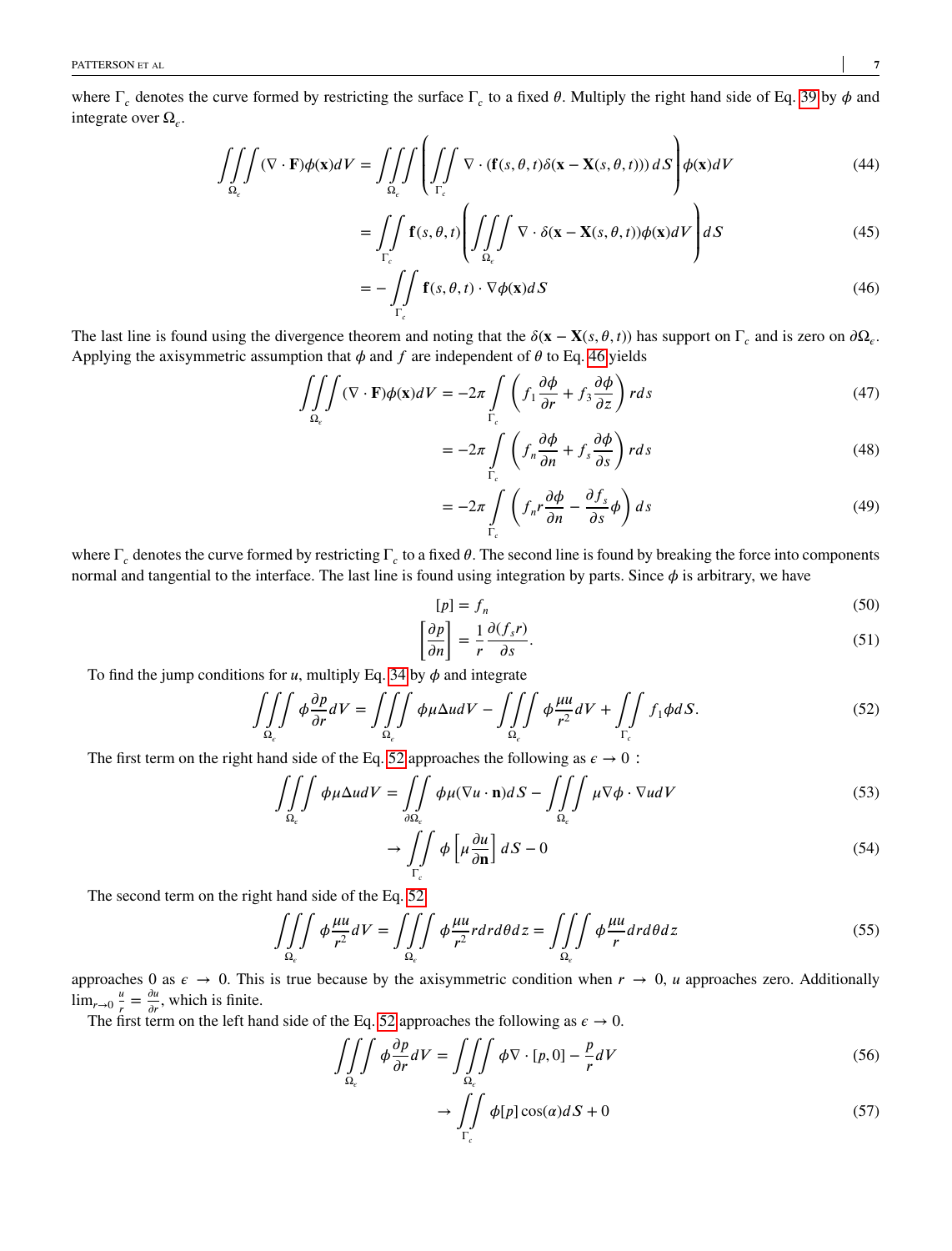where $\Gamma_c$ denotes the curve formed by restricting the surface $\Gamma_c$ to a fixed $\theta$. Multiply the right hand side of Eq. 39 by $\phi$ and integrate over $\Omega_\epsilon$.

$$\iiint_{\Omega_\epsilon} (\nabla \cdot \mathbf{F})\phi(\mathbf{x})dV = \iiint_{\Omega_\epsilon} \left( \iint_{\Gamma_c} \nabla \cdot (\mathbf{f}(s,\theta,t)\delta(\mathbf{x} - \mathbf{X}(s,\theta,t)))\, dS \right) \phi(\mathbf{x})dV \tag{44}$$

$$= \iint_{\Gamma_c} \mathbf{f}(s,\theta,t) \left( \iiint_{\Omega_\epsilon} \nabla \cdot \delta(\mathbf{x} - \mathbf{X}(s,\theta,t))\phi(\mathbf{x})dV \right) dS \tag{45}$$

$$= - \iint_{\Gamma_c} \mathbf{f}(s,\theta,t) \cdot \nabla\phi(\mathbf{x})dS \tag{46}$$

The last line is found using the divergence theorem and noting that the $\delta(\mathbf{x} - \mathbf{X}(s,\theta,t))$ has support on $\Gamma_c$ and is zero on $\partial\Omega_\epsilon$. Applying the axisymmetric assumption that $\phi$ and $f$ are independent of $\theta$ to Eq. 46 yields

$$\iiint_{\Omega_\epsilon} (\nabla \cdot \mathbf{F})\phi(\mathbf{x})dV = -2\pi \int_{\Gamma_c} \left( f_1 \frac{\partial \phi}{\partial r} + f_3 \frac{\partial \phi}{\partial z} \right) r ds \tag{47}$$

$$= -2\pi \int_{\Gamma_c} \left( f_n \frac{\partial \phi}{\partial n} + f_s \frac{\partial \phi}{\partial s} \right) r ds \tag{48}$$

$$= -2\pi \int_{\Gamma_c} \left( f_n r \frac{\partial \phi}{\partial n} - \frac{\partial f_s}{\partial s}\phi \right) ds \tag{49}$$

where $\Gamma_c$ denotes the curve formed by restricting $\Gamma_c$ to a fixed $\theta$. The second line is found by breaking the force into components normal and tangential to the interface. The last line is found using integration by parts. Since $\phi$ is arbitrary, we have

$$[p] = f_n \tag{50}$$

$$\left[ \frac{\partial p}{\partial n} \right] = \frac{1}{r} \frac{\partial (f_s r)}{\partial s}. \tag{51}$$

To find the jump conditions for $u$, multiply Eq. 34 by $\phi$ and integrate

$$\iiint_{\Omega_\epsilon} \phi \frac{\partial p}{\partial r} dV = \iiint_{\Omega_\epsilon} \phi\mu\Delta u dV - \iiint_{\Omega_\epsilon} \phi \frac{\mu u}{r^2} dV + \iint_{\Gamma_c} f_1 \phi dS. \tag{52}$$

The first term on the right hand side of the Eq. 52 approaches the following as $\epsilon \to 0$ :

$$\iiint_{\Omega_\epsilon} \phi\mu\Delta u dV = \iint_{\partial\Omega_\epsilon} \phi\mu(\nabla u \cdot \mathbf{n})dS - \iiint_{\Omega_\epsilon} \mu\nabla\phi \cdot \nabla u dV \tag{53}$$

$$\to \iint_{\Gamma_c} \phi \left[ \mu \frac{\partial u}{\partial \mathbf{n}} \right] dS - 0 \tag{54}$$

The second term on the right hand side of the Eq. 52

$$\iiint_{\Omega_\epsilon} \phi \frac{\mu u}{r^2} dV = \iiint_{\Omega_\epsilon} \phi \frac{\mu u}{r^2} r dr d\theta dz = \iiint_{\Omega_\epsilon} \phi \frac{\mu u}{r} dr d\theta dz \tag{55}$$

approaches 0 as $\epsilon \to 0$. This is true because by the axisymmetric condition when $r \to 0$, $u$ approaches zero. Additionally $\lim_{r\to 0} \frac{u}{r} = \frac{\partial u}{\partial r}$, which is finite.

The first term on the left hand side of the Eq. 52 approaches the following as $\epsilon \to 0$.

$$\iiint_{\Omega_\epsilon} \phi \frac{\partial p}{\partial r} dV = \iiint_{\Omega_\epsilon} \phi \nabla \cdot [p, 0] - \frac{p}{r} dV \tag{56}$$

$$\to \iint_{\Gamma_c} \phi [p] \cos(\alpha) dS + 0 \tag{57}$$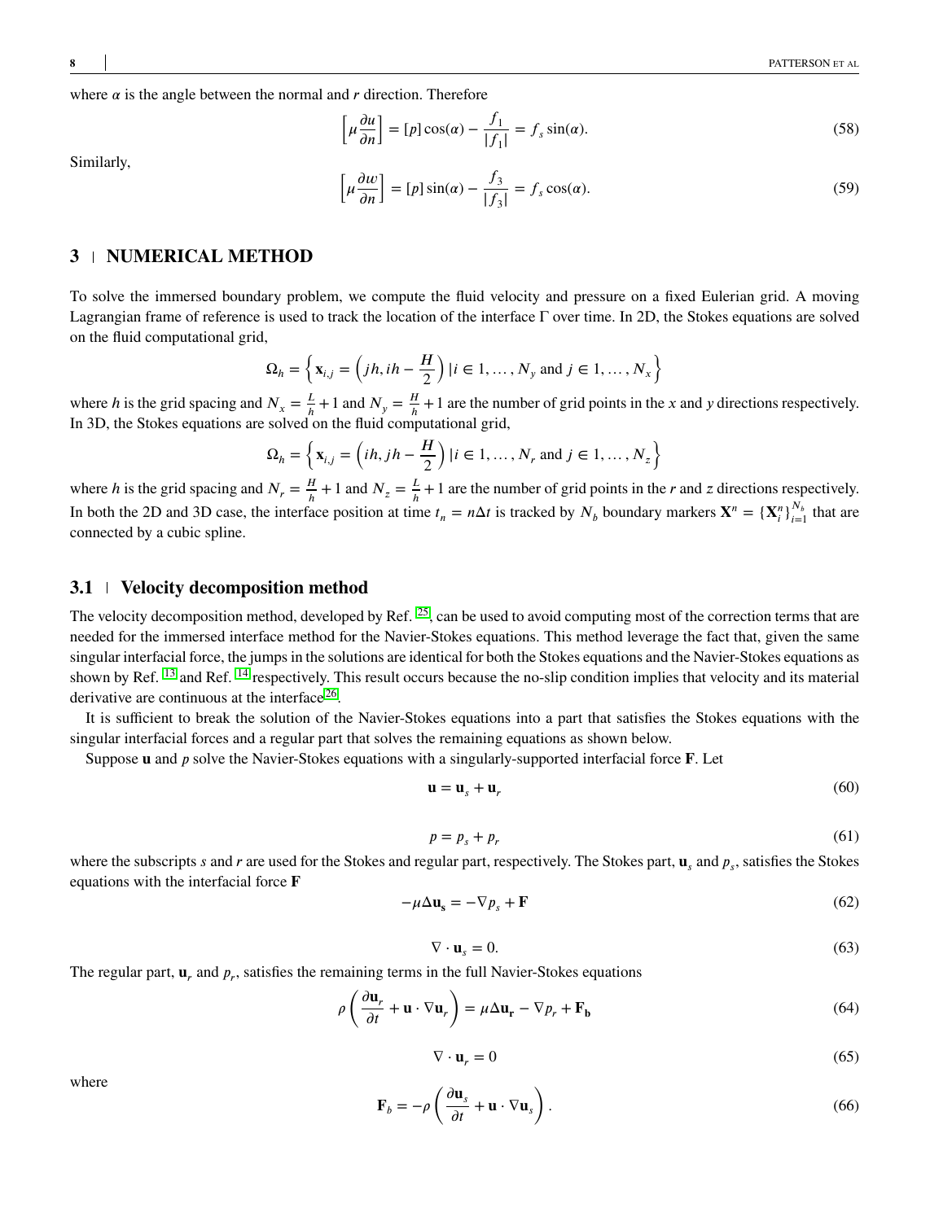where $\alpha$ is the angle between the normal and $r$ direction. Therefore

$$\left[\mu \frac{\partial u}{\partial n}\right] = [p]\cos(\alpha) - \frac{f_1}{|f_1|} = f_s \sin(\alpha). \tag{58}$$

Similarly,

$$\left[\mu \frac{\partial w}{\partial n}\right] = [p]\sin(\alpha) - \frac{f_3}{|f_3|} = f_s \cos(\alpha). \tag{59}$$

## 3 NUMERICAL METHOD

To solve the immersed boundary problem, we compute the fluid velocity and pressure on a fixed Eulerian grid. A moving Lagrangian frame of reference is used to track the location of the interface $\Gamma$ over time. In 2D, the Stokes equations are solved on the fluid computational grid,

$$\Omega_h = \left\{ \mathbf{x}_{i,j} = \left(jh, ih - \frac{H}{2}\right) | i \in 1, \ldots, N_y \text{ and } j \in 1, \ldots, N_x \right\}$$

where $h$ is the grid spacing and $N_x = \frac{L}{h} + 1$ and $N_y = \frac{H}{h} + 1$ are the number of grid points in the $x$ and $y$ directions respectively. In 3D, the Stokes equations are solved on the fluid computational grid,

$$\Omega_h = \left\{ \mathbf{x}_{i,j} = \left(ih, jh - \frac{H}{2}\right) | i \in 1, \ldots, N_r \text{ and } j \in 1, \ldots, N_z \right\}$$

where $h$ is the grid spacing and $N_r = \frac{H}{h} + 1$ and $N_z = \frac{L}{h} + 1$ are the number of grid points in the $r$ and $z$ directions respectively. In both the 2D and 3D case, the interface position at time $t_n = n\Delta t$ is tracked by $N_b$ boundary markers $\mathbf{X}^n = \{\mathbf{X}_i^n\}_{i=1}^{N_b}$ that are connected by a cubic spline.

### 3.1 Velocity decomposition method

The velocity decomposition method, developed by Ref. [25], can be used to avoid computing most of the correction terms that are needed for the immersed interface method for the Navier-Stokes equations. This method leverage the fact that, given the same singular interfacial force, the jumps in the solutions are identical for both the Stokes equations and the Navier-Stokes equations as shown by Ref. [13] and Ref. [14] respectively. This result occurs because the no-slip condition implies that velocity and its material derivative are continuous at the interface[26].

It is sufficient to break the solution of the Navier-Stokes equations into a part that satisfies the Stokes equations with the singular interfacial forces and a regular part that solves the remaining equations as shown below.

Suppose $\mathbf{u}$ and $p$ solve the Navier-Stokes equations with a singularly-supported interfacial force $\mathbf{F}$. Let

$$\mathbf{u} = \mathbf{u}_s + \mathbf{u}_r \tag{60}$$

$$p = p_s + p_r \tag{61}$$

where the subscripts $s$ and $r$ are used for the Stokes and regular part, respectively. The Stokes part, $\mathbf{u}_s$ and $p_s$, satisfies the Stokes equations with the interfacial force $\mathbf{F}$

$$-\mu\Delta \mathbf{u_s} = -\nabla p_s + \mathbf{F} \tag{62}$$

$$\nabla \cdot \mathbf{u}_s = 0. \tag{63}$$

The regular part, $\mathbf{u}_r$ and $p_r$, satisfies the remaining terms in the full Navier-Stokes equations

$$\rho\left(\frac{\partial \mathbf{u}_r}{\partial t} + \mathbf{u}\cdot\nabla\mathbf{u}_r\right) = \mu\Delta\mathbf{u_r} - \nabla p_r + \mathbf{F_b} \tag{64}$$

$$\nabla \cdot \mathbf{u}_r = 0 \tag{65}$$

where

$$\mathbf{F}_b = -\rho\left(\frac{\partial \mathbf{u}_s}{\partial t} + \mathbf{u}\cdot\nabla\mathbf{u}_s\right). \tag{66}$$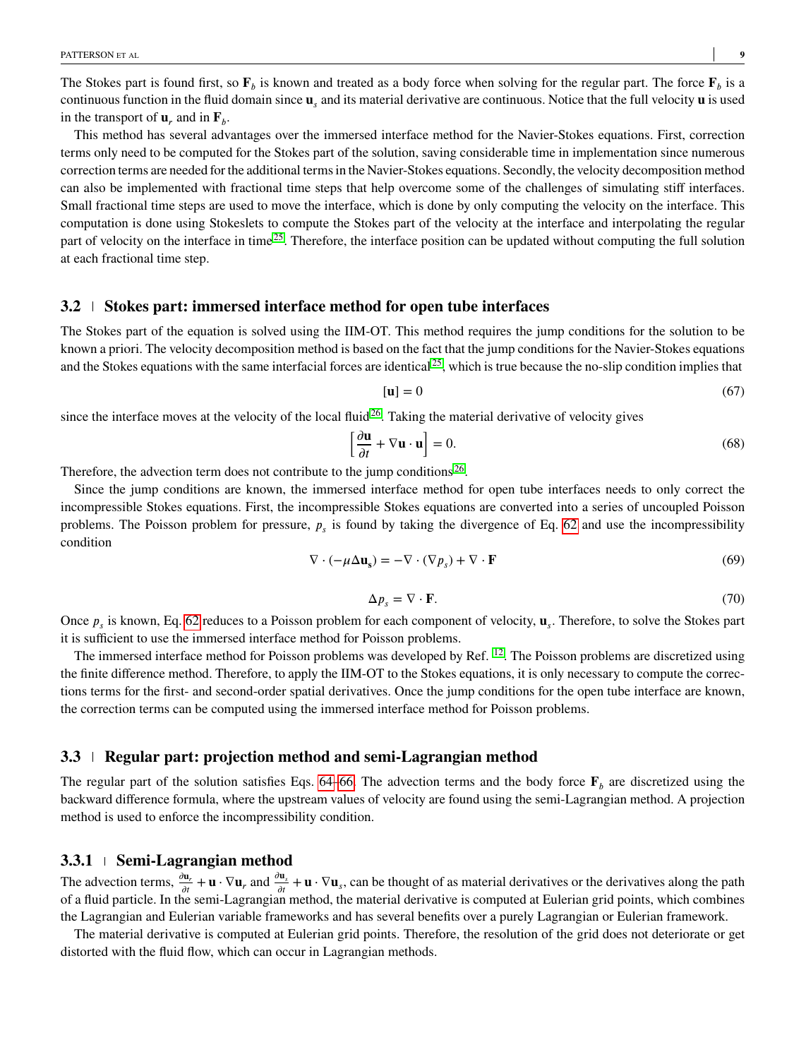The Stokes part is found first, so $\mathbf{F}_b$ is known and treated as a body force when solving for the regular part. The force $\mathbf{F}_b$ is a continuous function in the fluid domain since $\mathbf{u}_s$ and its material derivative are continuous. Notice that the full velocity $\mathbf{u}$ is used in the transport of $\mathbf{u}_r$ and in $\mathbf{F}_b$.

This method has several advantages over the immersed interface method for the Navier-Stokes equations. First, correction terms only need to be computed for the Stokes part of the solution, saving considerable time in implementation since numerous correction terms are needed for the additional terms in the Navier-Stokes equations. Secondly, the velocity decomposition method can also be implemented with fractional time steps that help overcome some of the challenges of simulating stiff interfaces. Small fractional time steps are used to move the interface, which is done by only computing the velocity on the interface. This computation is done using Stokeslets to compute the Stokes part of the velocity at the interface and interpolating the regular part of velocity on the interface in time[25]. Therefore, the interface position can be updated without computing the full solution at each fractional time step.

## 3.2 | Stokes part: immersed interface method for open tube interfaces

The Stokes part of the equation is solved using the IIM-OT. This method requires the jump conditions for the solution to be known a priori. The velocity decomposition method is based on the fact that the jump conditions for the Navier-Stokes equations and the Stokes equations with the same interfacial forces are identical[25], which is true because the no-slip condition implies that

$$[\mathbf{u}] = 0 \tag{67}$$

since the interface moves at the velocity of the local fluid[26]. Taking the material derivative of velocity gives

$$\left[\frac{\partial \mathbf{u}}{\partial t} + \nabla \mathbf{u} \cdot \mathbf{u}\right] = 0. \tag{68}$$

Therefore, the advection term does not contribute to the jump conditions[26].

Since the jump conditions are known, the immersed interface method for open tube interfaces needs to only correct the incompressible Stokes equations. First, the incompressible Stokes equations are converted into a series of uncoupled Poisson problems. The Poisson problem for pressure, $p_s$ is found by taking the divergence of Eq. 62 and use the incompressibility condition

$$\nabla \cdot (-\mu \Delta \mathbf{u_s}) = -\nabla \cdot (\nabla p_s) + \nabla \cdot \mathbf{F} \tag{69}$$

$$\Delta p_s = \nabla \cdot \mathbf{F}. \tag{70}$$

Once $p_s$ is known, Eq. 62 reduces to a Poisson problem for each component of velocity, $\mathbf{u}_s$. Therefore, to solve the Stokes part it is sufficient to use the immersed interface method for Poisson problems.

The immersed interface method for Poisson problems was developed by Ref. [12]. The Poisson problems are discretized using the finite difference method. Therefore, to apply the IIM-OT to the Stokes equations, it is only necessary to compute the corrections terms for the first- and second-order spatial derivatives. Once the jump conditions for the open tube interface are known, the correction terms can be computed using the immersed interface method for Poisson problems.

## 3.3 | Regular part: projection method and semi-Lagrangian method

The regular part of the solution satisfies Eqs. 64–66. The advection terms and the body force $\mathbf{F}_b$ are discretized using the backward difference formula, where the upstream values of velocity are found using the semi-Lagrangian method. A projection method is used to enforce the incompressibility condition.

### 3.3.1 | Semi-Lagrangian method

The advection terms, $\frac{\partial \mathbf{u}_r}{\partial t} + \mathbf{u} \cdot \nabla \mathbf{u}_r$ and $\frac{\partial \mathbf{u}_s}{\partial t} + \mathbf{u} \cdot \nabla \mathbf{u}_s$, can be thought of as material derivatives or the derivatives along the path of a fluid particle. In the semi-Lagrangian method, the material derivative is computed at Eulerian grid points, which combines the Lagrangian and Eulerian variable frameworks and has several benefits over a purely Lagrangian or Eulerian framework.

The material derivative is computed at Eulerian grid points. Therefore, the resolution of the grid does not deteriorate or get distorted with the fluid flow, which can occur in Lagrangian methods.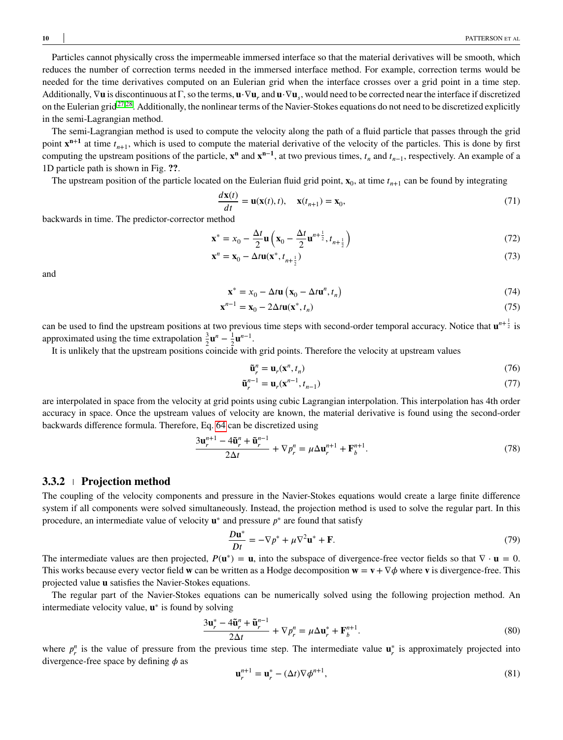Particles cannot physically cross the impermeable immersed interface so that the material derivatives will be smooth, which reduces the number of correction terms needed in the immersed interface method. For example, correction terms would be needed for the time derivatives computed on an Eulerian grid when the interface crosses over a grid point in a time step. Additionally, $\nabla\mathbf{u}$ is discontinuous at $\Gamma$, so the terms, $\mathbf{u}\cdot\nabla\mathbf{u}_r$ and $\mathbf{u}\cdot\nabla\mathbf{u}_s$, would need to be corrected near the interface if discretized on the Eulerian grid[27,28]. Additionally, the nonlinear terms of the Navier-Stokes equations do not need to be discretized explicitly in the semi-Lagrangian method.

The semi-Lagrangian method is used to compute the velocity along the path of a fluid particle that passes through the grid point $\mathbf{x^{n+1}}$ at time $t_{n+1}$, which is used to compute the material derivative of the velocity of the particles. This is done by first computing the upstream positions of the particle, $\mathbf{x^n}$ and $\mathbf{x^{n-1}}$, at two previous times, $t_n$ and $t_{n-1}$, respectively. An example of a 1D particle path is shown in Fig. **??**.

The upstream position of the particle located on the Eulerian fluid grid point, $\mathbf{x}_0$, at time $t_{n+1}$ can be found by integrating

$$\frac{d\mathbf{x}(t)}{dt} = \mathbf{u}(\mathbf{x}(t), t), \quad \mathbf{x}(t_{n+1}) = \mathbf{x}_0, \tag{71}$$

backwards in time. The predictor-corrector method

$$\mathbf{x}^* = x_0 - \frac{\Delta t}{2}\mathbf{u}\left(\mathbf{x}_0 - \frac{\Delta t}{2}\mathbf{u}^{n+\frac{1}{2}}, t_{n+\frac{1}{2}}\right) \tag{72}$$

$$\mathbf{x}^n = \mathbf{x}_0 - \Delta t\mathbf{u}(\mathbf{x}^*, t_{n+\frac{1}{2}}) \tag{73}$$

and

$$\mathbf{x}^* = x_0 - \Delta t\mathbf{u}\left(\mathbf{x}_0 - \Delta t\mathbf{u}^n, t_n\right) \tag{74}$$

$$\mathbf{x}^{n-1} = \mathbf{x}_0 - 2\Delta t\mathbf{u}(\mathbf{x}^*, t_n) \tag{75}$$

can be used to find the upstream positions at two previous time steps with second-order temporal accuracy. Notice that $\mathbf{u}^{n+\frac{1}{2}}$ is approximated using the time extrapolation $\frac{3}{2}\mathbf{u}^n - \frac{1}{2}\mathbf{u}^{n-1}$.

It is unlikely that the upstream positions coincide with grid points. Therefore the velocity at upstream values

$$\tilde{\mathbf{u}}_r^n = \mathbf{u}_r(\mathbf{x}^n, t_n) \tag{76}$$

$$\tilde{\mathbf{u}}_r^{n-1} = \mathbf{u}_r(\mathbf{x}^{n-1}, t_{n-1}) \tag{77}$$

are interpolated in space from the velocity at grid points using cubic Lagrangian interpolation. This interpolation has 4th order accuracy in space. Once the upstream values of velocity are known, the material derivative is found using the second-order backwards difference formula. Therefore, Eq. 64 can be discretized using

$$\frac{3\mathbf{u}_r^{n+1} - 4\tilde{\mathbf{u}}_r^n + \tilde{\mathbf{u}}_r^{n-1}}{2\Delta t} + \nabla p_r^n = \mu\Delta\mathbf{u}_r^{n+1} + \mathbf{F}_b^{n+1}. \tag{78}$$

### 3.3.2 Projection method

The coupling of the velocity components and pressure in the Navier-Stokes equations would create a large finite difference system if all components were solved simultaneously. Instead, the projection method is used to solve the regular part. In this procedure, an intermediate value of velocity $\mathbf{u}^*$ and pressure $p^*$ are found that satisfy

$$\frac{D\mathbf{u}^*}{Dt} = -\nabla p^* + \mu\nabla^2\mathbf{u}^* + \mathbf{F}. \tag{79}$$

The intermediate values are then projected, $P(\mathbf{u}^*) = \mathbf{u}$, into the subspace of divergence-free vector fields so that $\nabla\cdot\mathbf{u} = 0$. This works because every vector field $\mathbf{w}$ can be written as a Hodge decomposition $\mathbf{w} = \mathbf{v} + \nabla\phi$ where $\mathbf{v}$ is divergence-free. This projected value $\mathbf{u}$ satisfies the Navier-Stokes equations.

The regular part of the Navier-Stokes equations can be numerically solved using the following projection method. An intermediate velocity value, $\mathbf{u}^*$ is found by solving

$$\frac{3\mathbf{u}_r^* - 4\tilde{\mathbf{u}}_r^n + \tilde{\mathbf{u}}_r^{n-1}}{2\Delta t} + \nabla p_r^n = \mu\Delta\mathbf{u}_r^* + \mathbf{F}_b^{n+1}. \tag{80}$$

where $p_r^n$ is the value of pressure from the previous time step. The intermediate value $\mathbf{u}_r^*$ is approximately projected into divergence-free space by defining $\phi$ as

$$\mathbf{u}_r^{n+1} = \mathbf{u}_r^* - (\Delta t)\nabla\phi^{n+1}, \tag{81}$$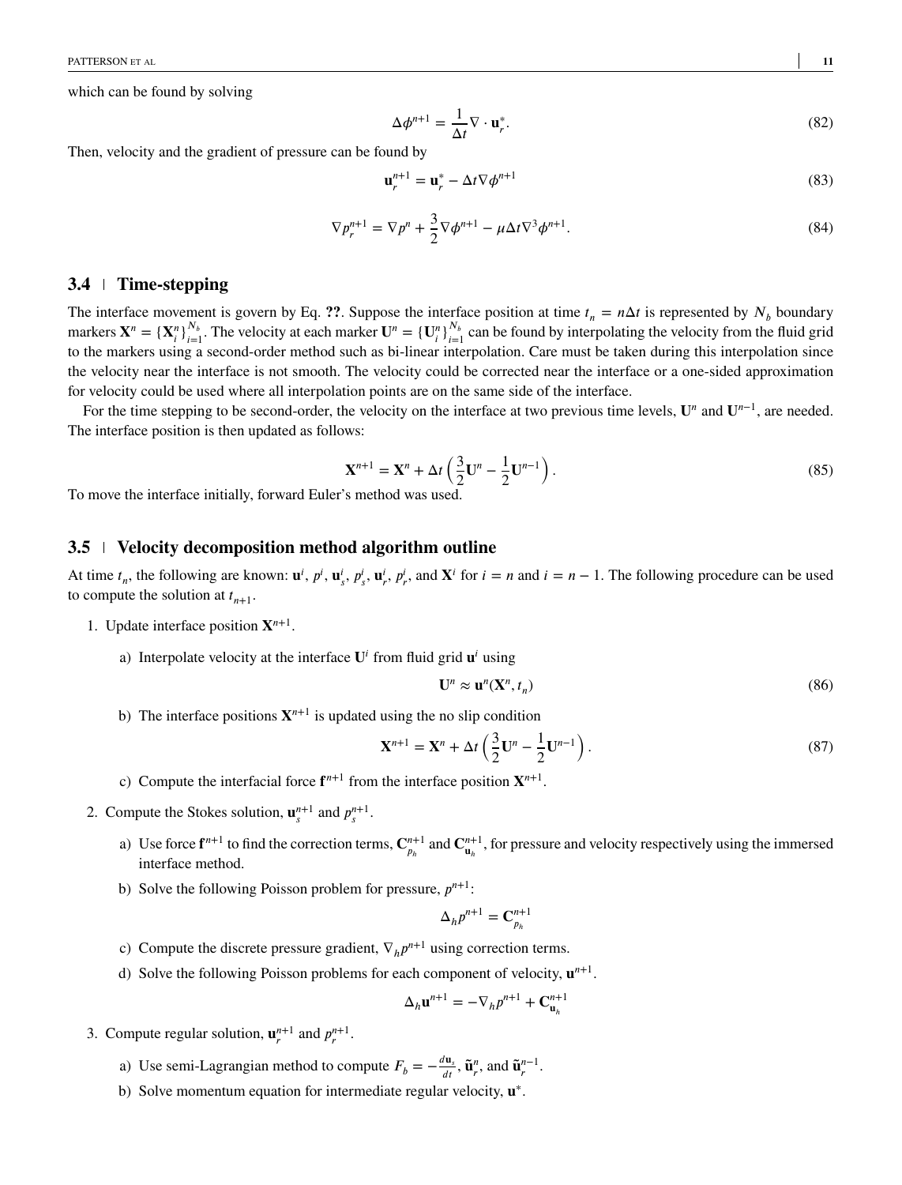which can be found by solving

$$\Delta\phi^{n+1} = \frac{1}{\Delta t}\nabla \cdot \mathbf{u}_r^*. \tag{82}$$

Then, velocity and the gradient of pressure can be found by

$$\mathbf{u}_r^{n+1} = \mathbf{u}_r^* - \Delta t \nabla \phi^{n+1} \tag{83}$$

$$\nabla p_r^{n+1} = \nabla p^n + \frac{3}{2}\nabla\phi^{n+1} - \mu \Delta t \nabla^3 \phi^{n+1}. \tag{84}$$

## 3.4 | Time-stepping

The interface movement is govern by Eq. **??**. Suppose the interface position at time $t_n = n\Delta t$ is represented by $N_b$ boundary markers $\mathbf{X}^n = \{\mathbf{X}_i^n\}_{i=1}^{N_b}$. The velocity at each marker $\mathbf{U}^n = \{\mathbf{U}_i^n\}_{i=1}^{N_b}$ can be found by interpolating the velocity from the fluid grid to the markers using a second-order method such as bi-linear interpolation. Care must be taken during this interpolation since the velocity near the interface is not smooth. The velocity could be corrected near the interface or a one-sided approximation for velocity could be used where all interpolation points are on the same side of the interface.

For the time stepping to be second-order, the velocity on the interface at two previous time levels, $\mathbf{U}^n$ and $\mathbf{U}^{n-1}$, are needed. The interface position is then updated as follows:

$$\mathbf{X}^{n+1} = \mathbf{X}^n + \Delta t \left( \frac{3}{2}\mathbf{U}^n - \frac{1}{2}\mathbf{U}^{n-1} \right). \tag{85}$$

To move the interface initially, forward Euler's method was used.

## 3.5 | Velocity decomposition method algorithm outline

At time $t_n$, the following are known: $\mathbf{u}^i$, $p^i$, $\mathbf{u}_s^i$, $p_s^i$, $\mathbf{u}_r^i$, $p_r^i$, and $\mathbf{X}^i$ for $i = n$ and $i = n-1$. The following procedure can be used to compute the solution at $t_{n+1}$.

1. Update interface position $\mathbf{X}^{n+1}$.
   a) Interpolate velocity at the interface $\mathbf{U}^i$ from fluid grid $\mathbf{u}^i$ using
   $$\mathbf{U}^n \approx \mathbf{u}^n(\mathbf{X}^n, t_n) \tag{86}$$
   b) The interface positions $\mathbf{X}^{n+1}$ is updated using the no slip condition
   $$\mathbf{X}^{n+1} = \mathbf{X}^n + \Delta t \left( \frac{3}{2}\mathbf{U}^n - \frac{1}{2}\mathbf{U}^{n-1} \right). \tag{87}$$
   c) Compute the interfacial force $\mathbf{f}^{n+1}$ from the interface position $\mathbf{X}^{n+1}$.
2. Compute the Stokes solution, $\mathbf{u}_s^{n+1}$ and $p_s^{n+1}$.
   a) Use force $\mathbf{f}^{n+1}$ to find the correction terms, $\mathbf{C}_{p_h}^{n+1}$ and $\mathbf{C}_{\mathbf{u}_h}^{n+1}$, for pressure and velocity respectively using the immersed interface method.
   b) Solve the following Poisson problem for pressure, $p^{n+1}$:
   $$\Delta_h p^{n+1} = \mathbf{C}_{p_h}^{n+1}$$
   c) Compute the discrete pressure gradient, $\nabla_h p^{n+1}$ using correction terms.
   d) Solve the following Poisson problems for each component of velocity, $\mathbf{u}^{n+1}$.
   $$\Delta_h \mathbf{u}^{n+1} = -\nabla_h p^{n+1} + \mathbf{C}_{\mathbf{u}_h}^{n+1}$$
3. Compute regular solution, $\mathbf{u}_r^{n+1}$ and $p_r^{n+1}$.
   a) Use semi-Lagrangian method to compute $F_b = -\frac{d\mathbf{u}_s}{dt}$, $\tilde{\mathbf{u}}_r^n$, and $\tilde{\mathbf{u}}_r^{n-1}$.
   b) Solve momentum equation for intermediate regular velocity, $\mathbf{u}^*$.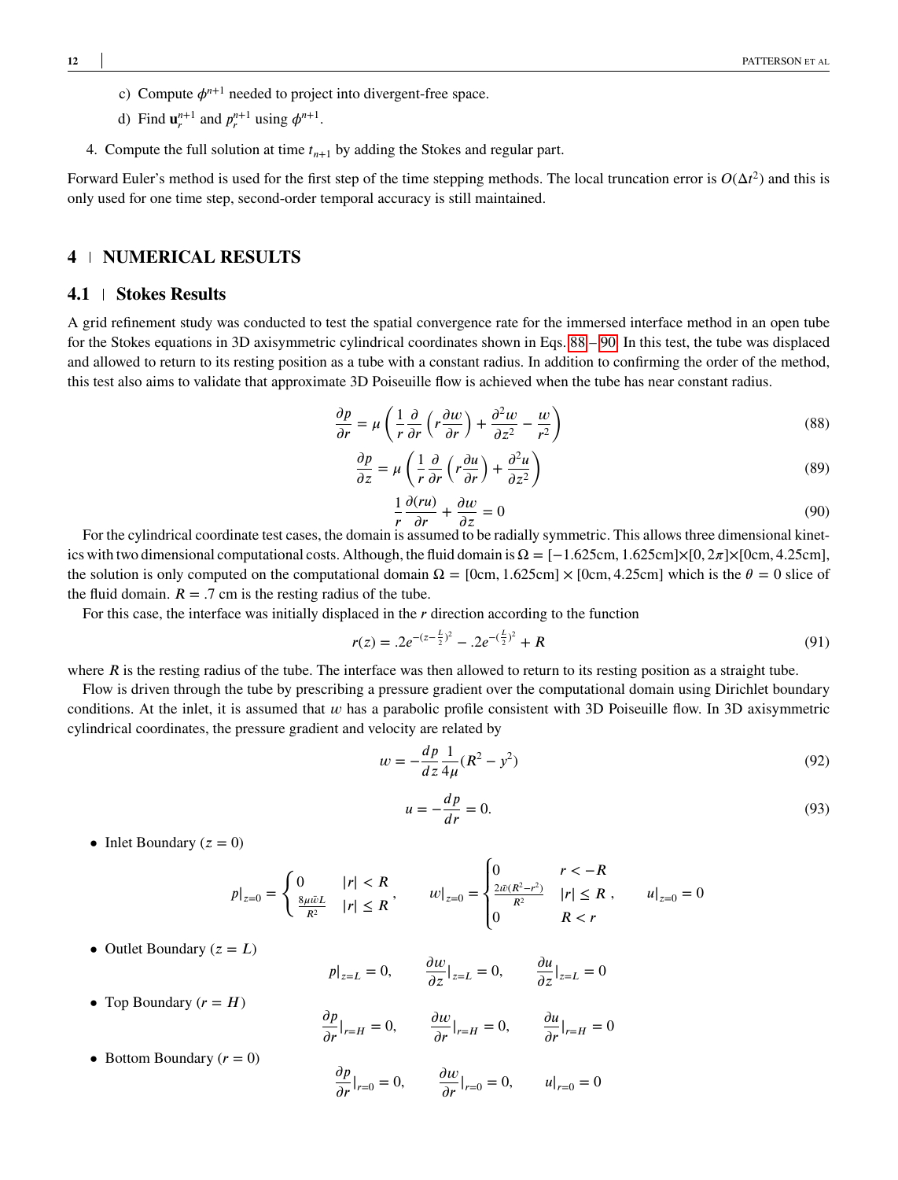c) Compute $\phi^{n+1}$ needed to project into divergent-free space.

d) Find $\mathbf{u}_r^{n+1}$ and $p_r^{n+1}$ using $\phi^{n+1}$.

4. Compute the full solution at time $t_{n+1}$ by adding the Stokes and regular part.

Forward Euler's method is used for the first step of the time stepping methods. The local truncation error is $O(\Delta t^2)$ and this is only used for one time step, second-order temporal accuracy is still maintained.

## 4 | NUMERICAL RESULTS

### 4.1 | Stokes Results

A grid refinement study was conducted to test the spatial convergence rate for the immersed interface method in an open tube for the Stokes equations in 3D axisymmetric cylindrical coordinates shown in Eqs. 88 – 90. In this test, the tube was displaced and allowed to return to its resting position as a tube with a constant radius. In addition to confirming the order of the method, this test also aims to validate that approximate 3D Poiseuille flow is achieved when the tube has near constant radius.

$$\frac{\partial p}{\partial r} = \mu \left( \frac{1}{r} \frac{\partial}{\partial r} \left( r \frac{\partial w}{\partial r} \right) + \frac{\partial^2 w}{\partial z^2} - \frac{w}{r^2} \right) \tag{88}$$

$$\frac{\partial p}{\partial z} = \mu \left( \frac{1}{r} \frac{\partial}{\partial r} \left( r \frac{\partial u}{\partial r} \right) + \frac{\partial^2 u}{\partial z^2} \right) \tag{89}$$

$$\frac{1}{r} \frac{\partial (ru)}{\partial r} + \frac{\partial w}{\partial z} = 0 \tag{90}$$

For the cylindrical coordinate test cases, the domain is assumed to be radially symmetric. This allows three dimensional kinetics with two dimensional computational costs. Although, the fluid domain is $\Omega = [-1.625\text{cm}, 1.625\text{cm}] \times [0, 2\pi] \times [0\text{cm}, 4.25\text{cm}]$, the solution is only computed on the computational domain $\Omega = [0\text{cm}, 1.625\text{cm}] \times [0\text{cm}, 4.25\text{cm}]$ which is the $\theta = 0$ slice of the fluid domain. $R = .7$ cm is the resting radius of the tube.

For this case, the interface was initially displaced in the $r$ direction according to the function

$$r(z) = .2e^{-(z-\frac{L}{2})^2} - .2e^{-(\frac{L}{2})^2} + R \tag{91}$$

where $R$ is the resting radius of the tube. The interface was then allowed to return to its resting position as a straight tube.

Flow is driven through the tube by prescribing a pressure gradient over the computational domain using Dirichlet boundary conditions. At the inlet, it is assumed that $w$ has a parabolic profile consistent with 3D Poiseuille flow. In 3D axisymmetric cylindrical coordinates, the pressure gradient and velocity are related by

$$w = -\frac{dp}{dz} \frac{1}{4\mu} (R^2 - y^2) \tag{92}$$

$$u = -\frac{dp}{dr} = 0. \tag{93}$$

- Inlet Boundary ($z = 0$)

$$p|_{z=0} = \begin{cases} 0 & |r| < R \\ \frac{8\mu \bar{w} L}{R^2} & |r| \leq R \end{cases}, \qquad w|_{z=0} = \begin{cases} 0 & r < -R \\ \frac{2\bar{w}(R^2 - r^2)}{R^2} & |r| \leq R \\ 0 & R < r \end{cases}, \qquad u|_{z=0} = 0$$

- Outlet Boundary ($z = L$)

$$p|_{z=L} = 0, \qquad \frac{\partial w}{\partial z}|_{z=L} = 0, \qquad \frac{\partial u}{\partial z}|_{z=L} = 0$$

- Top Boundary ($r = H$)

$$\frac{\partial p}{\partial r}|_{r=H} = 0, \qquad \frac{\partial w}{\partial r}|_{r=H} = 0, \qquad \frac{\partial u}{\partial r}|_{r=H} = 0$$

- Bottom Boundary ($r = 0$)

$$\frac{\partial p}{\partial r}|_{r=0} = 0, \qquad \frac{\partial w}{\partial r}|_{r=0} = 0, \qquad u|_{r=0} = 0$$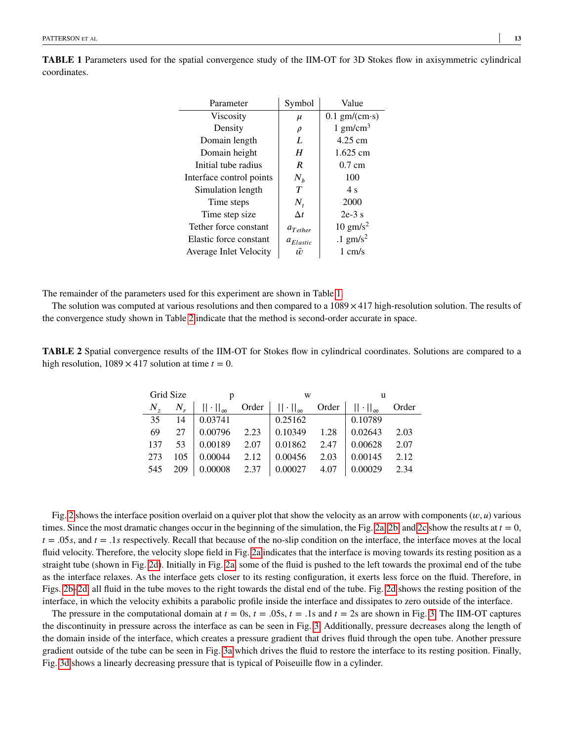**TABLE 1** Parameters used for the spatial convergence study of the IIM-OT for 3D Stokes flow in axisymmetric cylindrical coordinates.

| Parameter | Symbol | Value |
|---|---|---|
| Viscosity | $\mu$ | 0.1 gm/(cm·s) |
| Density | $\rho$ | 1 gm/cm$^3$ |
| Domain length | $L$ | 4.25 cm |
| Domain height | $H$ | 1.625 cm |
| Initial tube radius | $R$ | 0.7 cm |
| Interface control points | $N_b$ | 100 |
| Simulation length | $T$ | 4 s |
| Time steps | $N_t$ | 2000 |
| Time step size | $\Delta t$ | 2e-3 s |
| Tether force constant | $a_{Tether}$ | 10 gm/s$^2$ |
| Elastic force constant | $a_{Elastic}$ | .1 gm/s$^2$ |
| Average Inlet Velocity | $\bar{w}$ | 1 cm/s |

The remainder of the parameters used for this experiment are shown in Table 1.

The solution was computed at various resolutions and then compared to a $1089 \times 417$ high-resolution solution. The results of the convergence study shown in Table 2 indicate that the method is second-order accurate in space.

**TABLE 2** Spatial convergence results of the IIM-OT for Stokes flow in cylindrical coordinates. Solutions are compared to a high resolution, $1089 \times 417$ solution at time $t = 0$.

| Grid Size | | p | | w | | u | |
|---|---|---|---|---|---|---|---|
| $N_z$ | $N_r$ | $\|\| \cdot \|\|_\infty$ | Order | $\|\| \cdot \|\|_\infty$ | Order | $\|\| \cdot \|\|_\infty$ | Order |
| 35 | 14 | 0.03741 | | 0.25162 | | 0.10789 | |
| 69 | 27 | 0.00796 | 2.23 | 0.10349 | 1.28 | 0.02643 | 2.03 |
| 137 | 53 | 0.00189 | 2.07 | 0.01862 | 2.47 | 0.00628 | 2.07 |
| 273 | 105 | 0.00044 | 2.12 | 0.00456 | 2.03 | 0.00145 | 2.12 |
| 545 | 209 | 0.00008 | 2.37 | 0.00027 | 4.07 | 0.00029 | 2.34 |

Fig. 2 shows the interface position overlaid on a quiver plot that show the velocity as an arrow with components $(w, u)$ various times. Since the most dramatic changes occur in the beginning of the simulation, the Fig. 2a, 2b, and 2c show the results at $t = 0$, $t = .05s$, and $t = .1s$ respectively. Recall that because of the no-slip condition on the interface, the interface moves at the local fluid velocity. Therefore, the velocity slope field in Fig. 2a indicates that the interface is moving towards its resting position as a straight tube (shown in Fig. 2d). Initially in Fig. 2a, some of the fluid is pushed to the left towards the proximal end of the tube as the interface relaxes. As the interface gets closer to its resting configuration, it exerts less force on the fluid. Therefore, in Figs. 2b-2d, all fluid in the tube moves to the right towards the distal end of the tube. Fig. 2d shows the resting position of the interface, in which the velocity exhibits a parabolic profile inside the interface and dissipates to zero outside of the interface.

The pressure in the computational domain at $t = 0$s, $t = .05$s, $t = .1$s and $t = 2$s are shown in Fig. 3. The IIM-OT captures the discontinuity in pressure across the interface as can be seen in Fig. 3. Additionally, pressure decreases along the length of the domain inside of the interface, which creates a pressure gradient that drives fluid through the open tube. Another pressure gradient outside of the tube can be seen in Fig. 3a which drives the fluid to restore the interface to its resting position. Finally, Fig. 3d shows a linearly decreasing pressure that is typical of Poiseuille flow in a cylinder.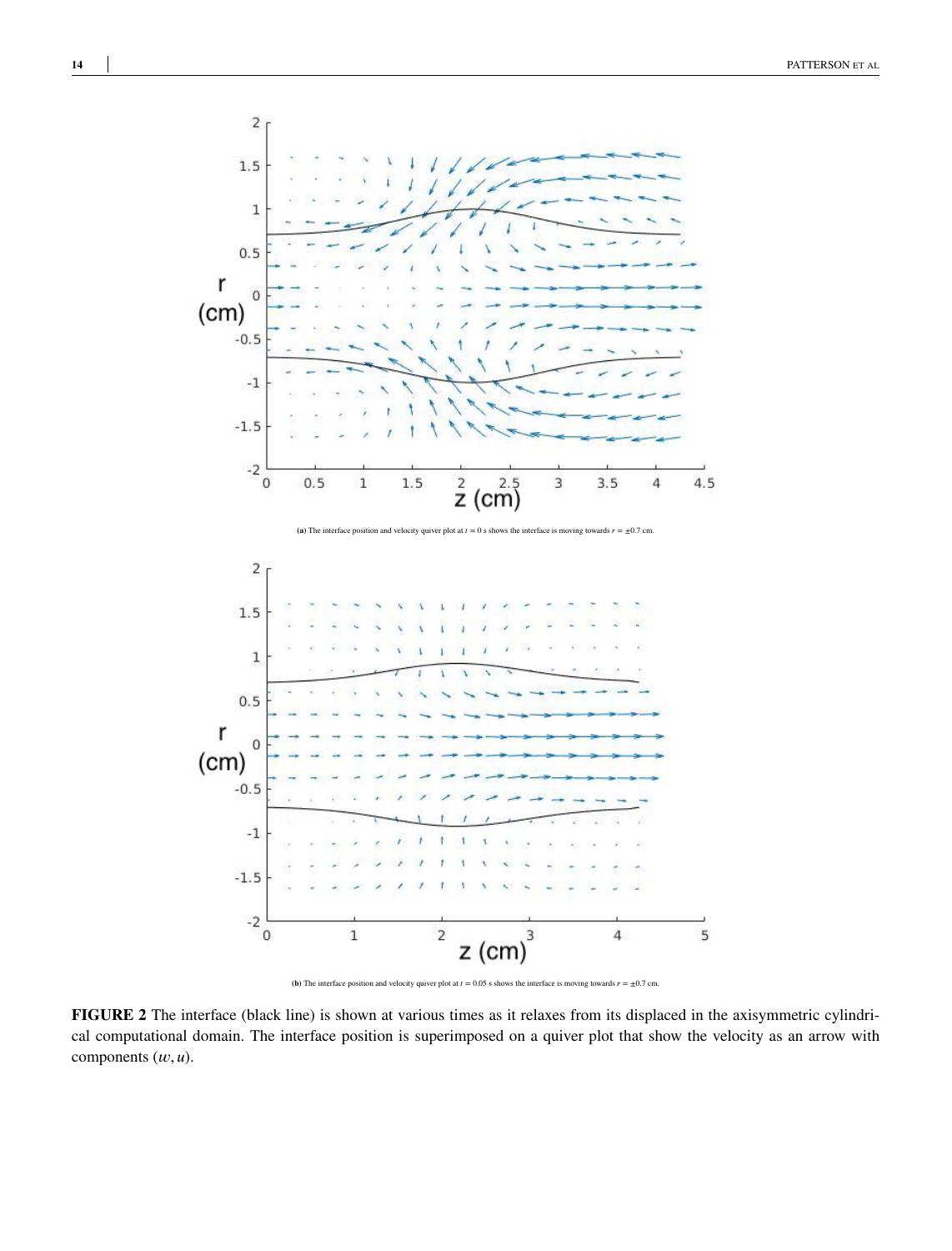r (cm)

2
1.5
1
0.5
0
-0.5
-1
-1.5
-2

0 0.5 1 1.5 2 2.5 3 3.5 4 4.5

z (cm)

**(a)** The interface position and velocity quiver plot at $t = 0$ s shows the interface is moving towards $r = \pm 0.7$ cm.

r (cm)

2
1.5
1
0.5
0
-0.5
-1
-1.5
-2

0 1 2 3 4 5

z (cm)

**(b)** The interface position and velocity quiver plot at $t = 0.05$ s shows the interface is moving towards $r = \pm 0.7$ cm.

**FIGURE 2** The interface (black line) is shown at various times as it relaxes from its displaced in the axisymmetric cylindrical computational domain. The interface position is superimposed on a quiver plot that show the velocity as an arrow with components $(w, u)$.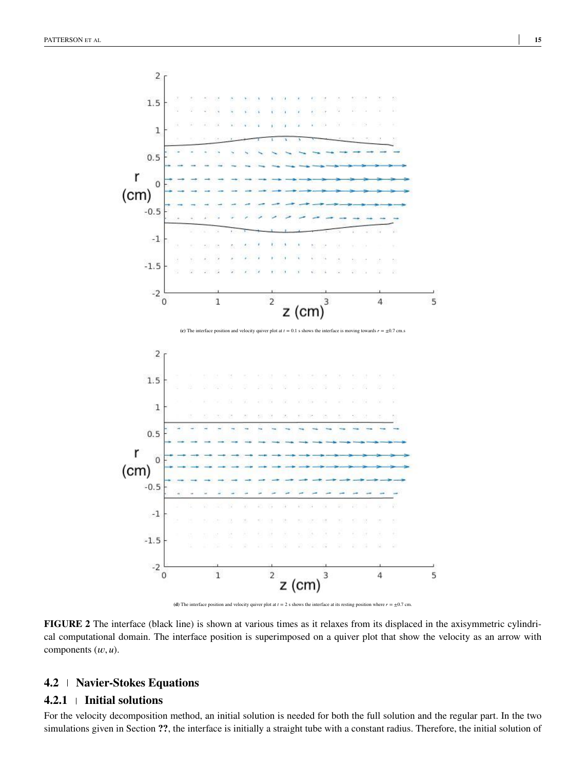2
1.5
1
0.5
r
(cm) 0
-0.5
-1
-1.5
-2
0 1 2 3 4 5
z (cm)

**(c)** The interface position and velocity quiver plot at $t = 0.1$ s shows the interface is moving towards $r = \pm 0.7$ cm.s

2
1.5
1
0.5
r
(cm) 0
-0.5
-1
-1.5
-2
0 1 2 3 4 5
z (cm)

**(d)** The interface position and velocity quiver plot at $t = 2$ s shows the interface at its resting position where $r = \pm 0.7$ cm.

**FIGURE 2** The interface (black line) is shown at various times as it relaxes from its displaced in the axisymmetric cylindrical computational domain. The interface position is superimposed on a quiver plot that show the velocity as an arrow with components $(w, u)$.

## 4.2 | Navier-Stokes Equations

### 4.2.1 | Initial solutions

For the velocity decomposition method, an initial solution is needed for both the full solution and the regular part. In the two simulations given in Section **??**, the interface is initially a straight tube with a constant radius. Therefore, the initial solution of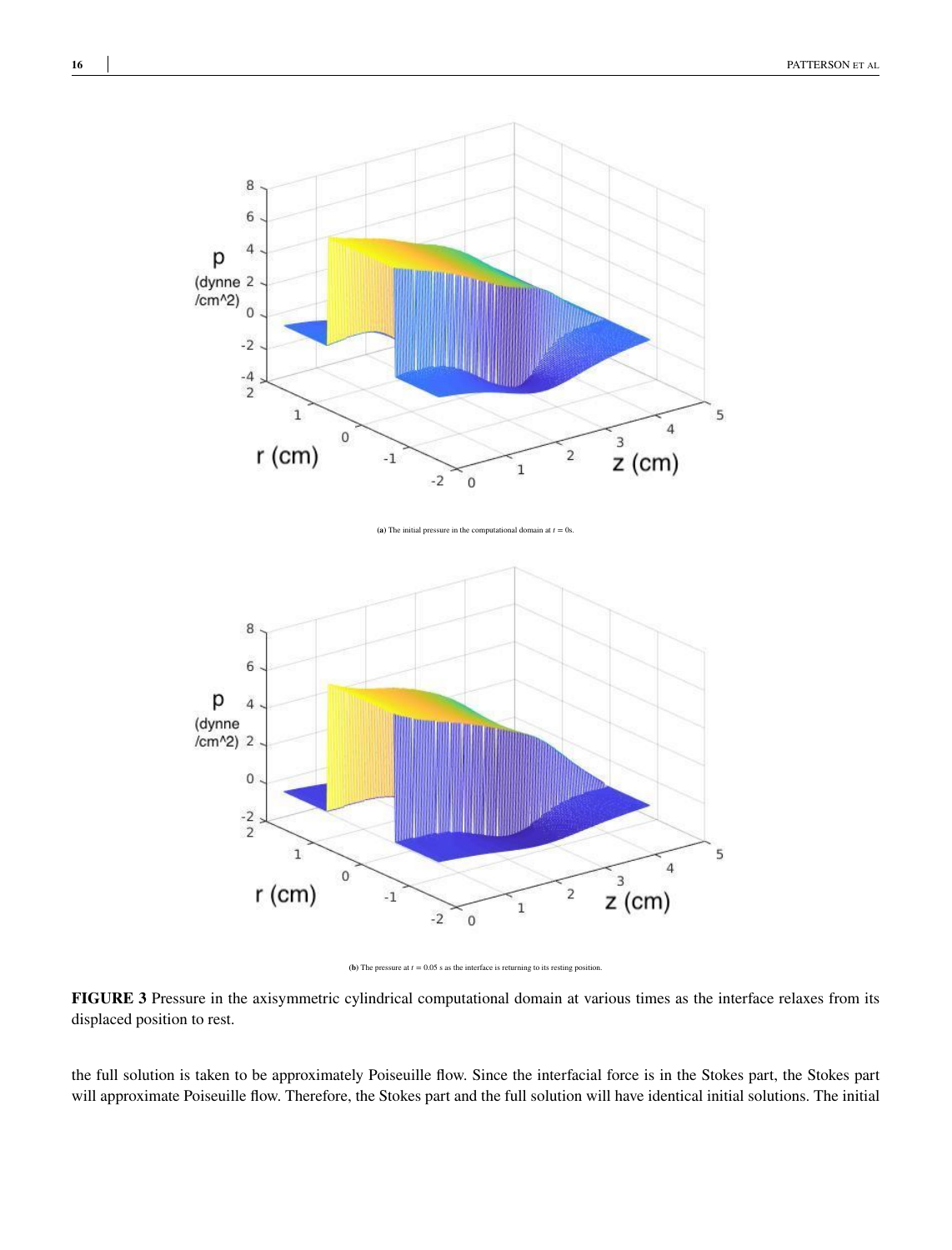p
(dynne
/cm^2)

8
6
4
2
0
-2
-4

r (cm)

2
1
0
-1
-2

z (cm)

0
1
2
3
4
5

**(a)** The initial pressure in the computational domain at $t = 0$s.

p
(dynne
/cm^2)

8
6
4
2
0
-2

r (cm)

2
1
0
-1
-2

z (cm)

0
1
2
3
4
5

**(b)** The pressure at $t = 0.05$ s as the interface is returning to its resting position.

**FIGURE 3** Pressure in the axisymmetric cylindrical computational domain at various times as the interface relaxes from its displaced position to rest.

the full solution is taken to be approximately Poiseuille flow. Since the interfacial force is in the Stokes part, the Stokes part will approximate Poiseuille flow. Therefore, the Stokes part and the full solution will have identical initial solutions. The initial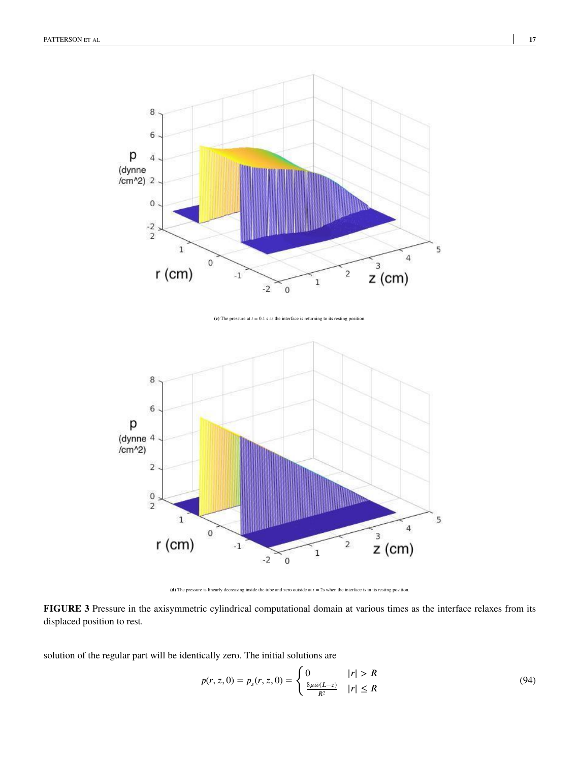p
(dynne
/cm^2)
8
6
4
2
0
-2
2
1
0
-1
-2
r (cm)
0
1
2
3
4
5
z (cm)

**(c)** The pressure at $t = 0.1$ s as the interface is returning to its resting position.

p
(dynne
/cm^2)
8
6
4
2
0
2
1
0
-1
-2
r (cm)
0
1
2
3
4
5
z (cm)

**(d)** The pressure is linearly decreasing inside the tube and zero outside at $t = 2$s when the interface is in its resting position.

**FIGURE 3** Pressure in the axisymmetric cylindrical computational domain at various times as the interface relaxes from its displaced position to rest.

solution of the regular part will be identically zero. The initial solutions are

$$p(r, z, 0) = p_s(r, z, 0) = \begin{cases} 0 & |r| > R \\ \frac{8\mu\bar{v}(L-z)}{R^2} & |r| \leq R \end{cases} \tag{94}$$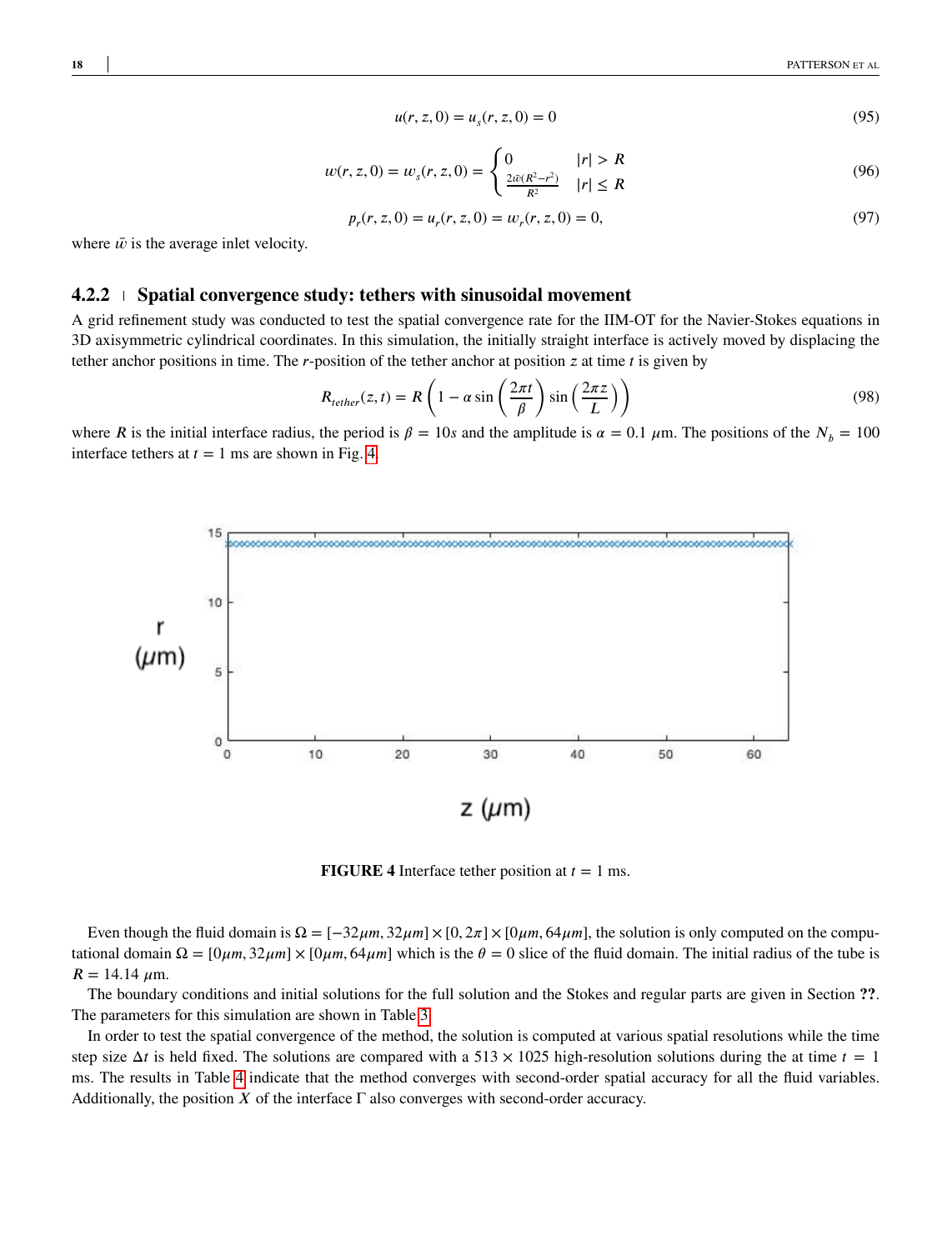$$u(r, z, 0) = u_s(r, z, 0) = 0 \tag{95}$$

$$w(r, z, 0) = w_s(r, z, 0) = \begin{cases} 0 & |r| > R \\ \frac{2\bar{w}(R^2 - r^2)}{R^2} & |r| \leq R \end{cases} \tag{96}$$

$$p_r(r, z, 0) = u_r(r, z, 0) = w_r(r, z, 0) = 0, \tag{97}$$

where $\bar{w}$ is the average inlet velocity.

### 4.2.2 Spatial convergence study: tethers with sinusoidal movement

A grid refinement study was conducted to test the spatial convergence rate for the IIM-OT for the Navier-Stokes equations in 3D axisymmetric cylindrical coordinates. In this simulation, the initially straight interface is actively moved by displacing the tether anchor positions in time. The $r$-position of the tether anchor at position $z$ at time $t$ is given by

$$R_{tether}(z, t) = R\left(1 - \alpha \sin\left(\frac{2\pi t}{\beta}\right) \sin\left(\frac{2\pi z}{L}\right)\right) \tag{98}$$

where $R$ is the initial interface radius, the period is $\beta = 10s$ and the amplitude is $\alpha = 0.1$ $\mu$m. The positions of the $N_b = 100$ interface tethers at $t = 1$ ms are shown in Fig. 4.

r ($\mu$m)

0
5
10
15

0
10
20
30
40
50
60

z ($\mu$m)

**FIGURE 4** Interface tether position at $t = 1$ ms.

Even though the fluid domain is $\Omega = [-32\mu m, 32\mu m] \times [0, 2\pi] \times [0\mu m, 64\mu m]$, the solution is only computed on the computational domain $\Omega = [0\mu m, 32\mu m] \times [0\mu m, 64\mu m]$ which is the $\theta = 0$ slice of the fluid domain. The initial radius of the tube is $R = 14.14$ $\mu$m.

The boundary conditions and initial solutions for the full solution and the Stokes and regular parts are given in Section **??**. The parameters for this simulation are shown in Table 3.

In order to test the spatial convergence of the method, the solution is computed at various spatial resolutions while the time step size $\Delta t$ is held fixed. The solutions are compared with a $513 \times 1025$ high-resolution solutions during the at time $t = 1$ ms. The results in Table 4 indicate that the method converges with second-order spatial accuracy for all the fluid variables. Additionally, the position $X$ of the interface $\Gamma$ also converges with second-order accuracy.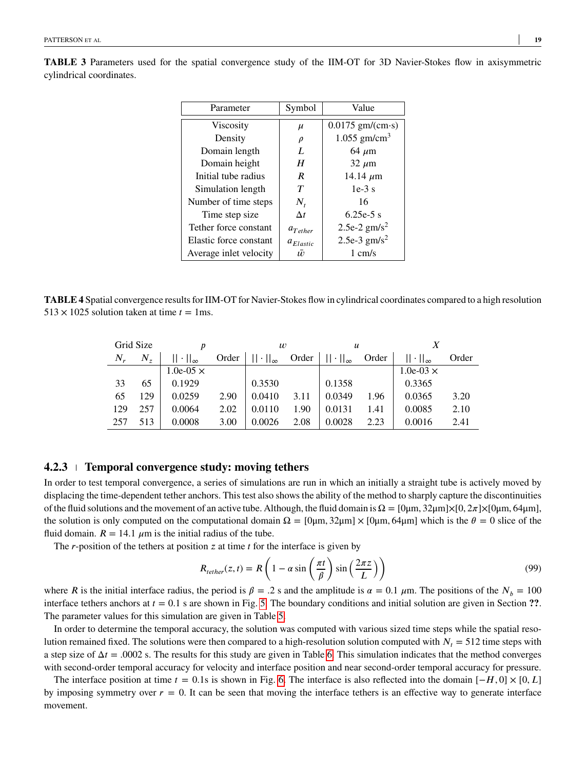**TABLE 3** Parameters used for the spatial convergence study of the IIM-OT for 3D Navier-Stokes flow in axisymmetric cylindrical coordinates.

| Parameter | Symbol | Value |
|---|---|---|
| Viscosity | $\mu$ | 0.0175 gm/(cm·s) |
| Density | $\rho$ | 1.055 gm/cm$^3$ |
| Domain length | $L$ | 64 $\mu$m |
| Domain height | $H$ | 32 $\mu$m |
| Initial tube radius | $R$ | 14.14 $\mu$m |
| Simulation length | $T$ | 1e-3 s |
| Number of time steps | $N_t$ | 16 |
| Time step size | $\Delta t$ | 6.25e-5 s |
| Tether force constant | $a_{Tether}$ | 2.5e-2 gm/s$^2$ |
| Elastic force constant | $a_{Elastic}$ | 2.5e-3 gm/s$^2$ |
| Average inlet velocity | $\bar{w}$ | 1 cm/s |

**TABLE 4** Spatial convergence results for IIM-OT for Navier-Stokes flow in cylindrical coordinates compared to a high resolution $513 \times 1025$ solution taken at time $t = 1$ms.

| Grid Size | | $p$ | | $w$ | | $u$ | | $X$ | |
|---|---|---|---|---|---|---|---|---|---|
| $N_r$ | $N_z$ | $\|\|\cdot\|\|_\infty$ | Order | $\|\|\cdot\|\|_\infty$ | Order | $\|\|\cdot\|\|_\infty$ | Order | $\|\|\cdot\|\|_\infty$ | Order |
| | | 1.0e-05 × | | | | | | 1.0e-03 × | |
| 33 | 65 | 0.1929 | | 0.3530 | | 0.1358 | | 0.3365 | |
| 65 | 129 | 0.0259 | 2.90 | 0.0410 | 3.11 | 0.0349 | 1.96 | 0.0365 | 3.20 |
| 129 | 257 | 0.0064 | 2.02 | 0.0110 | 1.90 | 0.0131 | 1.41 | 0.0085 | 2.10 |
| 257 | 513 | 0.0008 | 3.00 | 0.0026 | 2.08 | 0.0028 | 2.23 | 0.0016 | 2.41 |

### 4.2.3 Temporal convergence study: moving tethers

In order to test temporal convergence, a series of simulations are run in which an initially a straight tube is actively moved by displacing the time-dependent tether anchors. This test also shows the ability of the method to sharply capture the discontinuities of the fluid solutions and the movement of an active tube. Although, the fluid domain is $\Omega = [0\mu\text{m}, 32\mu\text{m}] \times [0, 2\pi] \times [0\mu\text{m}, 64\mu\text{m}]$, the solution is only computed on the computational domain $\Omega = [0\mu\text{m}, 32\mu\text{m}] \times [0\mu\text{m}, 64\mu\text{m}]$ which is the $\theta = 0$ slice of the fluid domain. $R = 14.1$ $\mu$m is the initial radius of the tube.

The $r$-position of the tethers at position $z$ at time $t$ for the interface is given by

$$R_{tether}(z,t) = R\left(1 - \alpha \sin\left(\frac{\pi t}{\beta}\right) \sin\left(\frac{2\pi z}{L}\right)\right) \tag{99}$$

where $R$ is the initial interface radius, the period is $\beta = .2$ s and the amplitude is $\alpha = 0.1$ $\mu$m. The positions of the $N_b = 100$ interface tethers anchors at $t = 0.1$ s are shown in Fig. 5. The boundary conditions and initial solution are given in Section **??**. The parameter values for this simulation are given in Table 5.

In order to determine the temporal accuracy, the solution was computed with various sized time steps while the spatial resolution remained fixed. The solutions were then compared to a high-resolution solution computed with $N_t = 512$ time steps with a step size of $\Delta t = .0002$ s. The results for this study are given in Table 6. This simulation indicates that the method converges with second-order temporal accuracy for velocity and interface position and near second-order temporal accuracy for pressure.

The interface position at time $t = 0.1$s is shown in Fig. 6. The interface is also reflected into the domain $[-H, 0] \times [0, L]$ by imposing symmetry over $r = 0$. It can be seen that moving the interface tethers is an effective way to generate interface movement.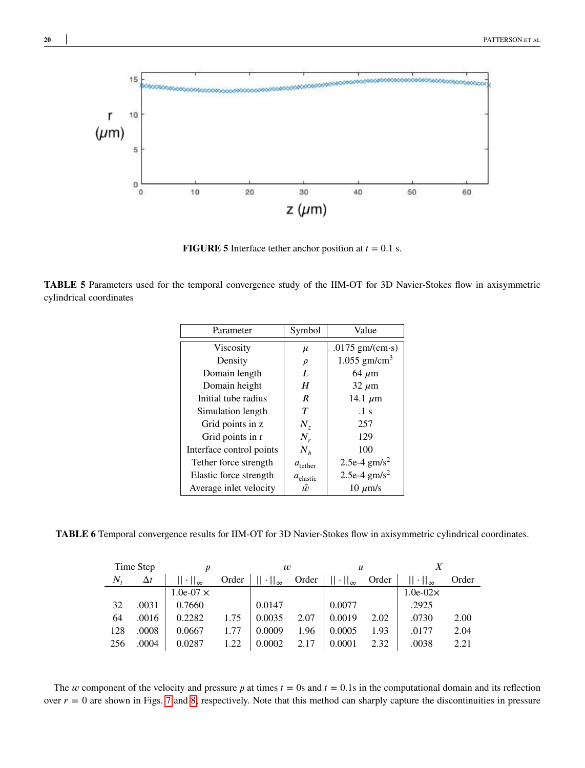15

r
(μm)

10

5

0

0 10 20 30 40 50 60

z (μm)

**FIGURE 5** Interface tether anchor position at $t = 0.1$ s.

**TABLE 5** Parameters used for the temporal convergence study of the IIM-OT for 3D Navier-Stokes flow in axisymmetric cylindrical coordinates

| Parameter | Symbol | Value |
|---|---|---|
| Viscosity | $\mu$ | .0175 gm/(cm·s) |
| Density | $\rho$ | 1.055 gm/cm$^3$ |
| Domain length | $L$ | 64 $\mu$m |
| Domain height | $H$ | 32 $\mu$m |
| Initial tube radius | $R$ | 14.1 $\mu$m |
| Simulation length | $T$ | .1 s |
| Grid points in z | $N_z$ | 257 |
| Grid points in r | $N_r$ | 129 |
| Interface control points | $N_b$ | 100 |
| Tether force strength | $a_{\text{tether}}$ | 2.5e-4 gm/s$^2$ |
| Elastic force strength | $a_{\text{elastic}}$ | 2.5e-4 gm/s$^2$ |
| Average inlet velocity | $\bar{w}$ | 10 $\mu$m/s |

**TABLE 6** Temporal convergence results for IIM-OT for 3D Navier-Stokes flow in axisymmetric cylindrical coordinates.

| Time Step | | $p$ | | $w$ | | $u$ | | $X$ | |
|---|---|---|---|---|---|---|---|---|---|
| $N_t$ | $\Delta t$ | $\|\|\cdot\|\|_\infty$ | Order | $\|\|\cdot\|\|_\infty$ | Order | $\|\|\cdot\|\|_\infty$ | Order | $\|\|\cdot\|\|_\infty$ | Order |
| | | 1.0e-07 × | | | | | | 1.0e-02× | |
| 32 | .0031 | 0.7660 | | 0.0147 | | 0.0077 | | .2925 | |
| 64 | .0016 | 0.2282 | 1.75 | 0.0035 | 2.07 | 0.0019 | 2.02 | .0730 | 2.00 |
| 128 | .0008 | 0.0667 | 1.77 | 0.0009 | 1.96 | 0.0005 | 1.93 | .0177 | 2.04 |
| 256 | .0004 | 0.0287 | 1.22 | 0.0002 | 2.17 | 0.0001 | 2.32 | .0038 | 2.21 |

The $w$ component of the velocity and pressure $p$ at times $t = 0$s and $t = 0.1$s in the computational domain and its reflection over $r = 0$ are shown in Figs. 7 and 8, respectively. Note that this method can sharply capture the discontinuities in pressure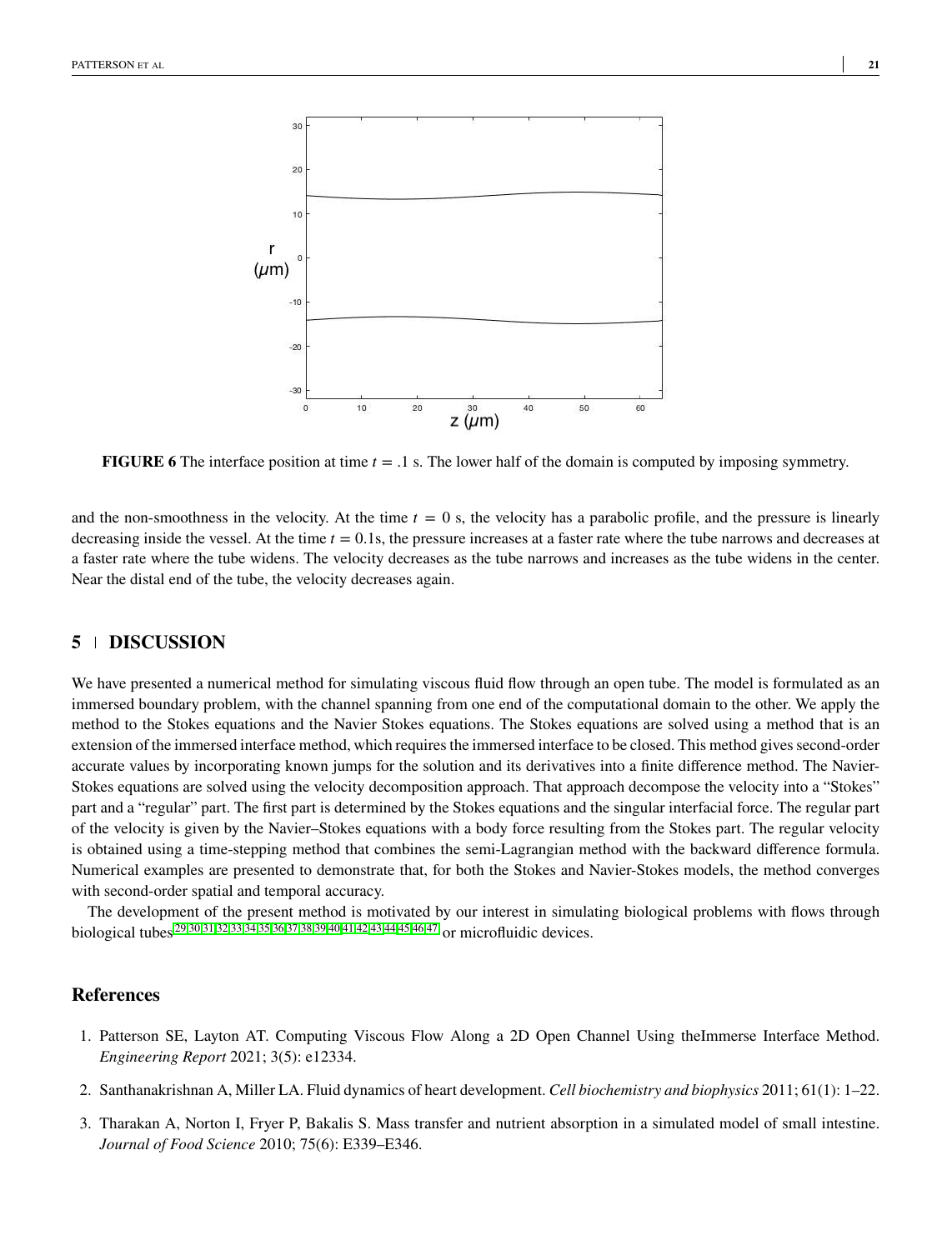30

20

10

r
(μm)

0

-10

-20

-30

0 10 20 30 40 50 60

z (μm)

**FIGURE 6** The interface position at time $t = .1$ s. The lower half of the domain is computed by imposing symmetry.

and the non-smoothness in the velocity. At the time $t = 0$ s, the velocity has a parabolic profile, and the pressure is linearly decreasing inside the vessel. At the time $t = 0.1$s, the pressure increases at a faster rate where the tube narrows and decreases at a faster rate where the tube widens. The velocity decreases as the tube narrows and increases as the tube widens in the center. Near the distal end of the tube, the velocity decreases again.

## 5 | DISCUSSION

We have presented a numerical method for simulating viscous fluid flow through an open tube. The model is formulated as an immersed boundary problem, with the channel spanning from one end of the computational domain to the other. We apply the method to the Stokes equations and the Navier Stokes equations. The Stokes equations are solved using a method that is an extension of the immersed interface method, which requires the immersed interface to be closed. This method gives second-order accurate values by incorporating known jumps for the solution and its derivatives into a finite difference method. The Navier-Stokes equations are solved using the velocity decomposition approach. That approach decompose the velocity into a "Stokes" part and a "regular" part. The first part is determined by the Stokes equations and the singular interfacial force. The regular part of the velocity is given by the Navier–Stokes equations with a body force resulting from the Stokes part. The regular velocity is obtained using a time-stepping method that combines the semi-Lagrangian method with the backward difference formula. Numerical examples are presented to demonstrate that, for both the Stokes and Navier-Stokes models, the method converges with second-order spatial and temporal accuracy.

The development of the present method is motivated by our interest in simulating biological problems with flows through biological tubes[29,30,31,32,33,34,35,36,37,38,39,40,41,42,43,44,45,46,47] or microfluidic devices.

## References

1. Patterson SE, Layton AT. Computing Viscous Flow Along a 2D Open Channel Using theImmerse Interface Method. *Engineering Report* 2021; 3(5): e12334.
2. Santhanakrishnan A, Miller LA. Fluid dynamics of heart development. *Cell biochemistry and biophysics* 2011; 61(1): 1–22.
3. Tharakan A, Norton I, Fryer P, Bakalis S. Mass transfer and nutrient absorption in a simulated model of small intestine. *Journal of Food Science* 2010; 75(6): E339–E346.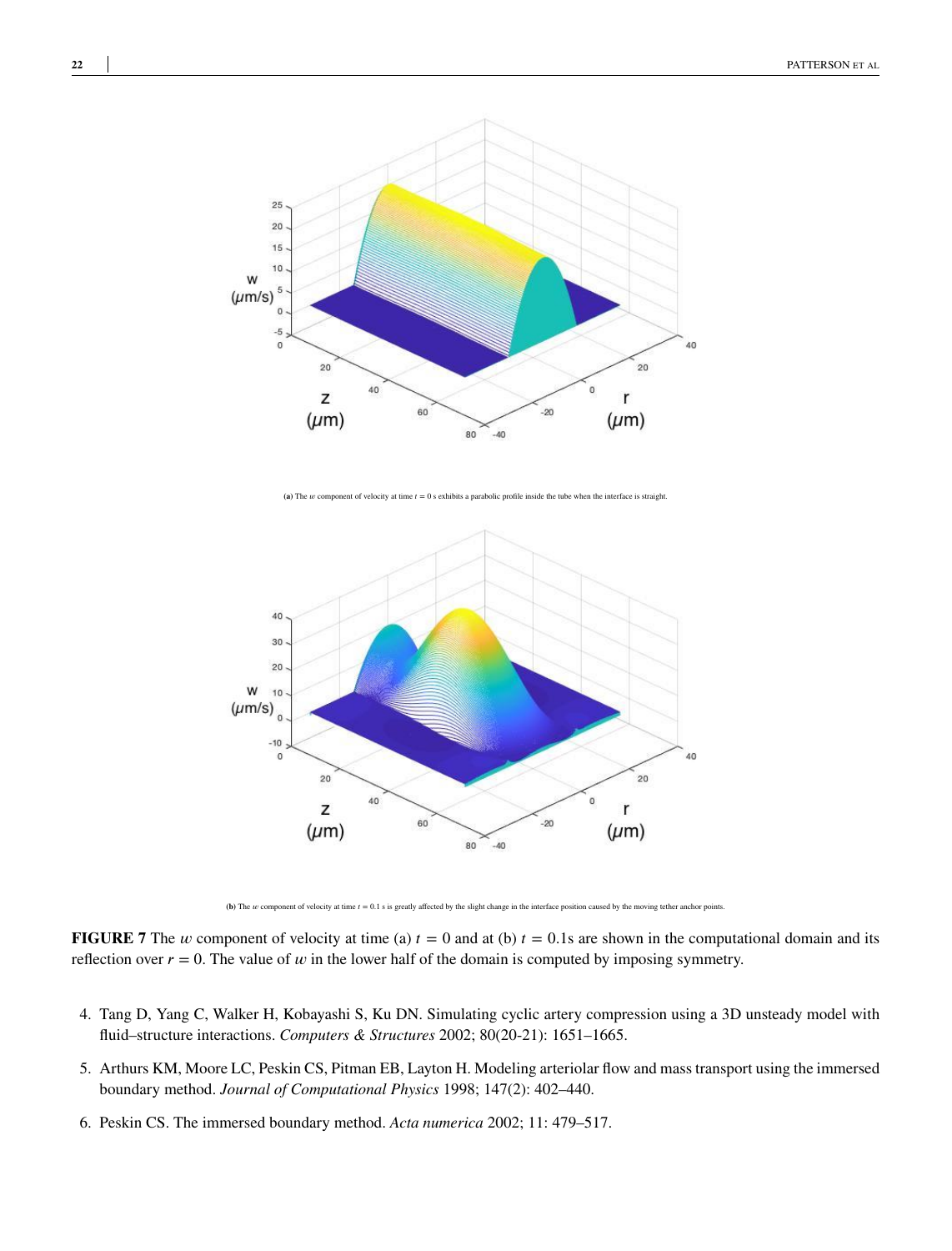25
20
15
10
w
(μm/s)
5
0
-5
0
20
z
(μm)
40
60
80
-40
-20
0
r
(μm)
20
40

**(a)** The $w$ component of velocity at time $t = 0$ s exhibits a parabolic profile inside the tube when the interface is straight.

40
30
20
w
(μm/s)
10
0
-10
0
20
z
(μm)
40
60
80
-40
-20
0
r
(μm)
20
40

**(b)** The $w$ component of velocity at time $t = 0.1$ s is greatly affected by the slight change in the interface position caused by the moving tether anchor points.

**FIGURE 7** The $w$ component of velocity at time (a) $t = 0$ and at (b) $t = 0.1$s are shown in the computational domain and its reflection over $r = 0$. The value of $w$ in the lower half of the domain is computed by imposing symmetry.

4. Tang D, Yang C, Walker H, Kobayashi S, Ku DN. Simulating cyclic artery compression using a 3D unsteady model with fluid–structure interactions. *Computers & Structures* 2002; 80(20-21): 1651–1665.

5. Arthurs KM, Moore LC, Peskin CS, Pitman EB, Layton H. Modeling arteriolar flow and mass transport using the immersed boundary method. *Journal of Computational Physics* 1998; 147(2): 402–440.

6. Peskin CS. The immersed boundary method. *Acta numerica* 2002; 11: 479–517.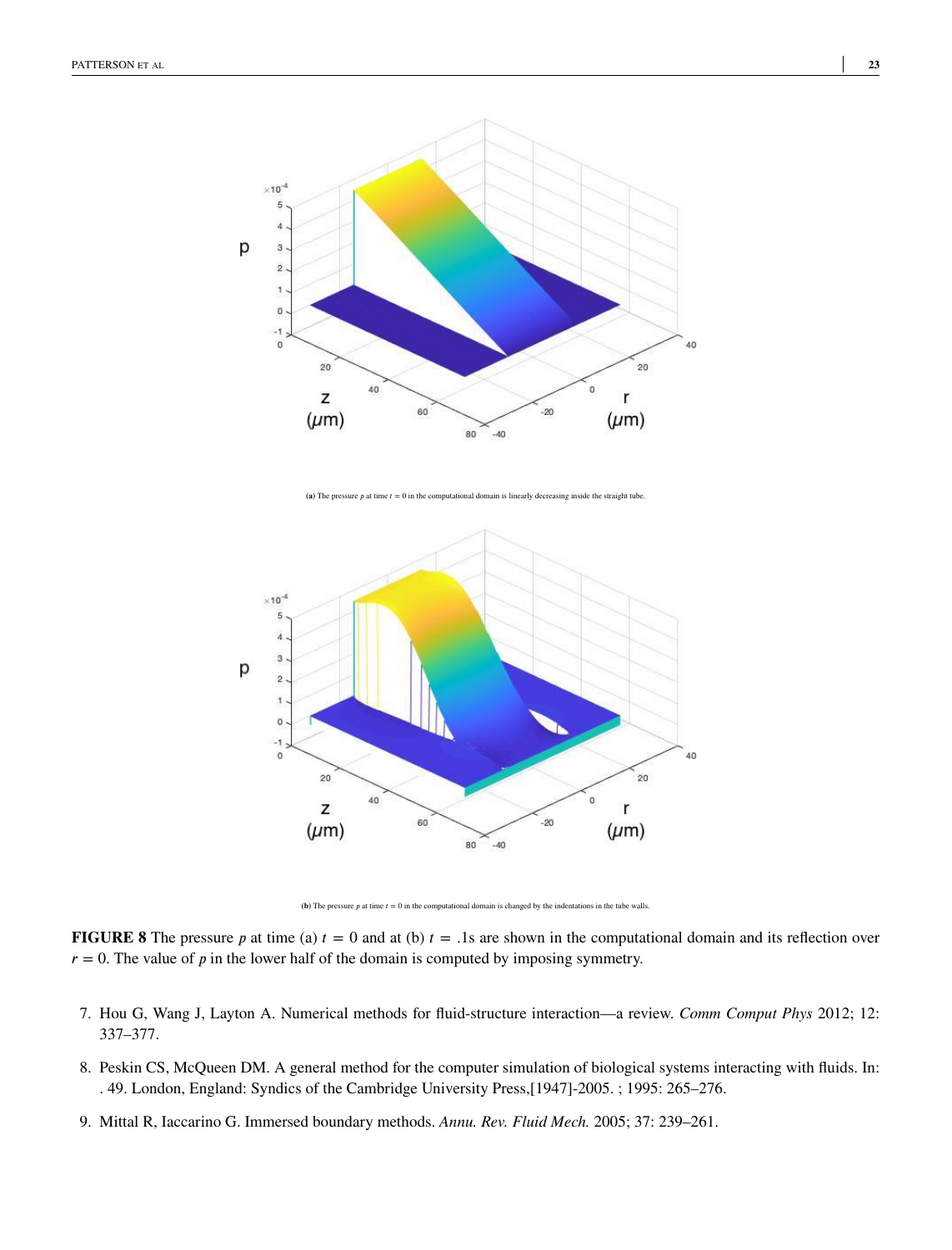$\times 10^{-4}$

5

4

3

2

1

0

-1

p

0

20

40

60

80

z

($\mu$m)

-40

-20

0

20

40

r

($\mu$m)

**(a)** The pressure $p$ at time $t = 0$ in the computational domain is linearly decreasing inside the straight tube.

$\times 10^{-4}$

5

4

3

2

1

0

-1

p

0

20

40

60

80

z

($\mu$m)

-40

-20

0

20

40

r

($\mu$m)

**(b)** The pressure $p$ at time $t = 0$ in the computational domain is changed by the indentations in the tube walls.

**FIGURE 8** The pressure $p$ at time (a) $t = 0$ and at (b) $t = .1$s are shown in the computational domain and its reflection over $r = 0$. The value of $p$ in the lower half of the domain is computed by imposing symmetry.

7. Hou G, Wang J, Layton A. Numerical methods for fluid-structure interaction—a review. *Comm Comput Phys* 2012; 12: 337–377.

8. Peskin CS, McQueen DM. A general method for the computer simulation of biological systems interacting with fluids. In: . 49. London, England: Syndics of the Cambridge University Press,[1947]-2005. ; 1995: 265–276.

9. Mittal R, Iaccarino G. Immersed boundary methods. *Annu. Rev. Fluid Mech.* 2005; 37: 239–261.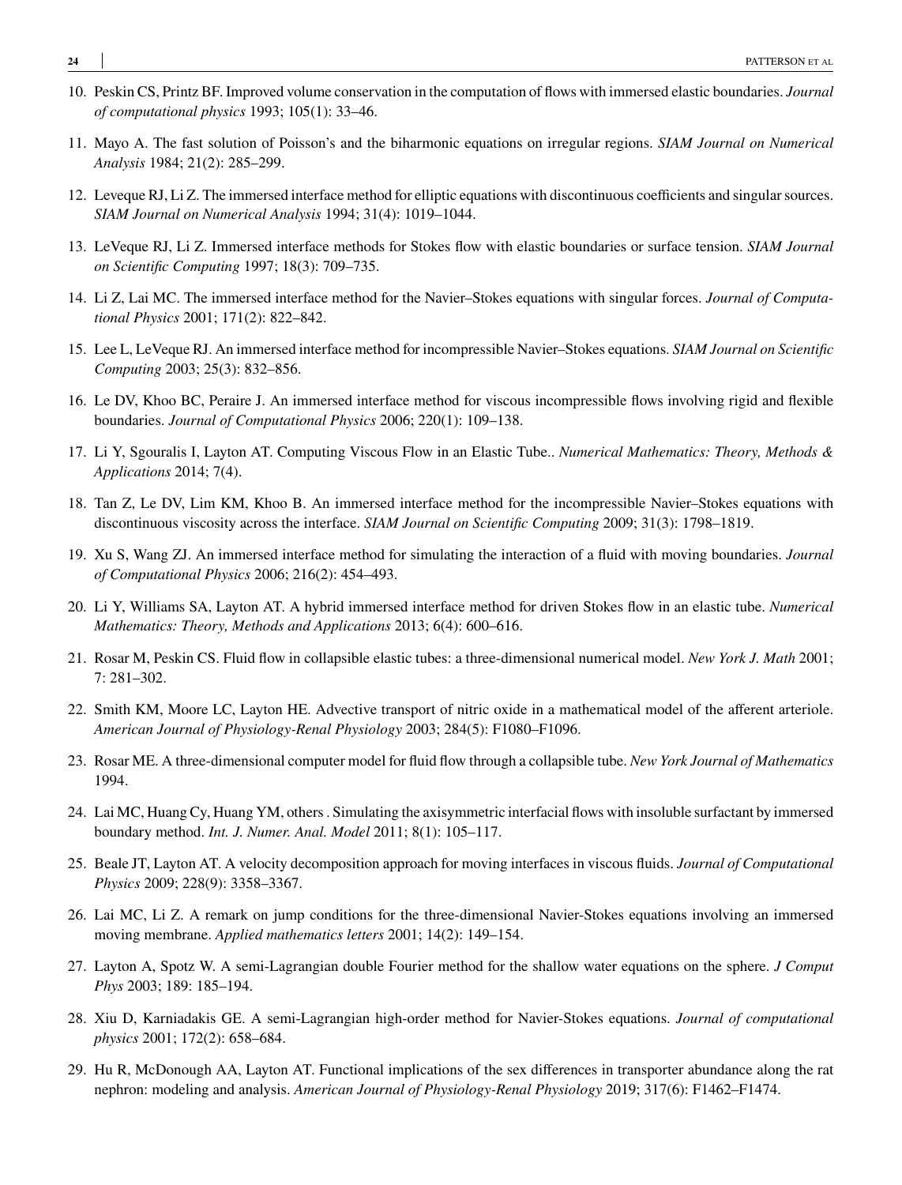10. Peskin CS, Printz BF. Improved volume conservation in the computation of flows with immersed elastic boundaries. *Journal of computational physics* 1993; 105(1): 33–46.

11. Mayo A. The fast solution of Poisson's and the biharmonic equations on irregular regions. *SIAM Journal on Numerical Analysis* 1984; 21(2): 285–299.

12. Leveque RJ, Li Z. The immersed interface method for elliptic equations with discontinuous coefficients and singular sources. *SIAM Journal on Numerical Analysis* 1994; 31(4): 1019–1044.

13. LeVeque RJ, Li Z. Immersed interface methods for Stokes flow with elastic boundaries or surface tension. *SIAM Journal on Scientific Computing* 1997; 18(3): 709–735.

14. Li Z, Lai MC. The immersed interface method for the Navier–Stokes equations with singular forces. *Journal of Computational Physics* 2001; 171(2): 822–842.

15. Lee L, LeVeque RJ. An immersed interface method for incompressible Navier–Stokes equations. *SIAM Journal on Scientific Computing* 2003; 25(3): 832–856.

16. Le DV, Khoo BC, Peraire J. An immersed interface method for viscous incompressible flows involving rigid and flexible boundaries. *Journal of Computational Physics* 2006; 220(1): 109–138.

17. Li Y, Sgouralis I, Layton AT. Computing Viscous Flow in an Elastic Tube.. *Numerical Mathematics: Theory, Methods & Applications* 2014; 7(4).

18. Tan Z, Le DV, Lim KM, Khoo B. An immersed interface method for the incompressible Navier–Stokes equations with discontinuous viscosity across the interface. *SIAM Journal on Scientific Computing* 2009; 31(3): 1798–1819.

19. Xu S, Wang ZJ. An immersed interface method for simulating the interaction of a fluid with moving boundaries. *Journal of Computational Physics* 2006; 216(2): 454–493.

20. Li Y, Williams SA, Layton AT. A hybrid immersed interface method for driven Stokes flow in an elastic tube. *Numerical Mathematics: Theory, Methods and Applications* 2013; 6(4): 600–616.

21. Rosar M, Peskin CS. Fluid flow in collapsible elastic tubes: a three-dimensional numerical model. *New York J. Math* 2001; 7: 281–302.

22. Smith KM, Moore LC, Layton HE. Advective transport of nitric oxide in a mathematical model of the afferent arteriole. *American Journal of Physiology-Renal Physiology* 2003; 284(5): F1080–F1096.

23. Rosar ME. A three-dimensional computer model for fluid flow through a collapsible tube. *New York Journal of Mathematics* 1994.

24. Lai MC, Huang Cy, Huang YM, others . Simulating the axisymmetric interfacial flows with insoluble surfactant by immersed boundary method. *Int. J. Numer. Anal. Model* 2011; 8(1): 105–117.

25. Beale JT, Layton AT. A velocity decomposition approach for moving interfaces in viscous fluids. *Journal of Computational Physics* 2009; 228(9): 3358–3367.

26. Lai MC, Li Z. A remark on jump conditions for the three-dimensional Navier-Stokes equations involving an immersed moving membrane. *Applied mathematics letters* 2001; 14(2): 149–154.

27. Layton A, Spotz W. A semi-Lagrangian double Fourier method for the shallow water equations on the sphere. *J Comput Phys* 2003; 189: 185–194.

28. Xiu D, Karniadakis GE. A semi-Lagrangian high-order method for Navier-Stokes equations. *Journal of computational physics* 2001; 172(2): 658–684.

29. Hu R, McDonough AA, Layton AT. Functional implications of the sex differences in transporter abundance along the rat nephron: modeling and analysis. *American Journal of Physiology-Renal Physiology* 2019; 317(6): F1462–F1474.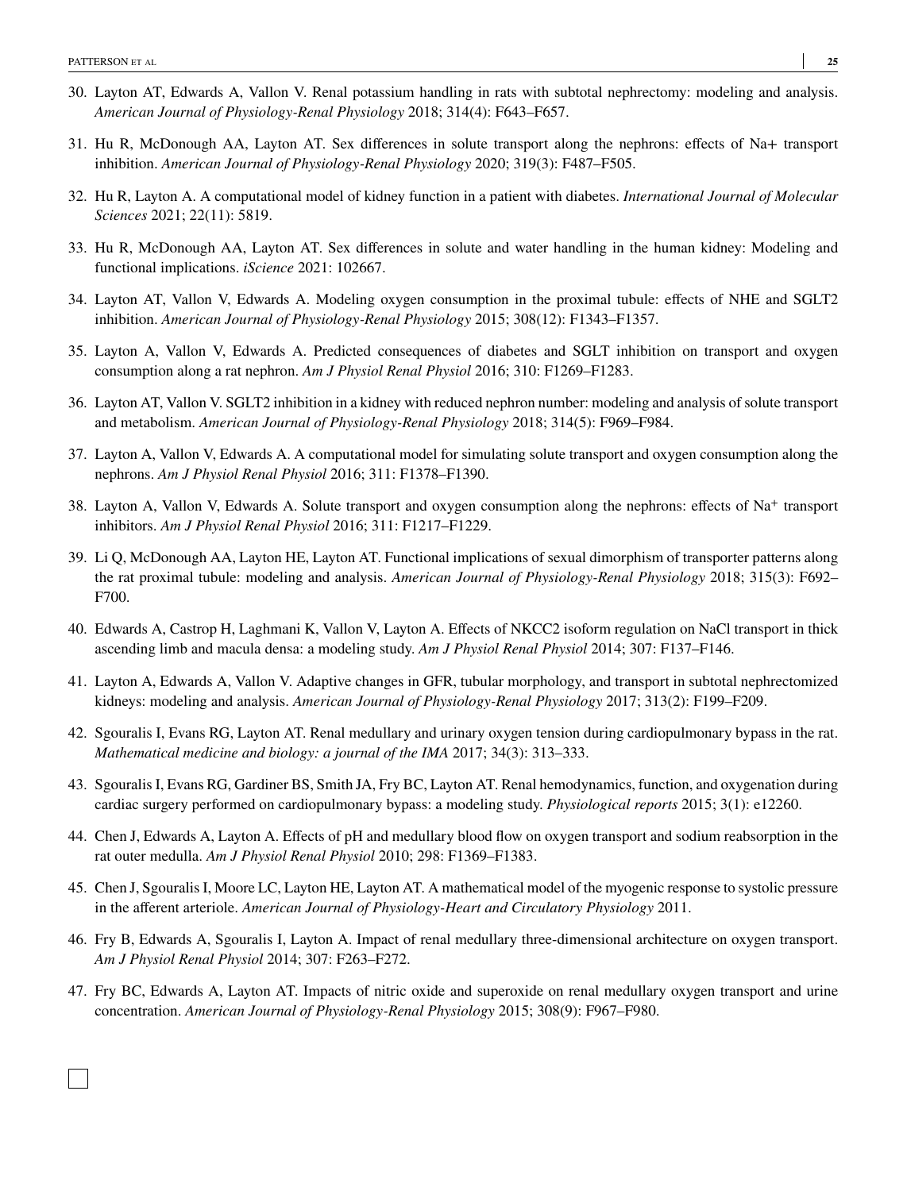30. Layton AT, Edwards A, Vallon V. Renal potassium handling in rats with subtotal nephrectomy: modeling and analysis. *American Journal of Physiology-Renal Physiology* 2018; 314(4): F643–F657.

31. Hu R, McDonough AA, Layton AT. Sex differences in solute transport along the nephrons: effects of Na+ transport inhibition. *American Journal of Physiology-Renal Physiology* 2020; 319(3): F487–F505.

32. Hu R, Layton A. A computational model of kidney function in a patient with diabetes. *International Journal of Molecular Sciences* 2021; 22(11): 5819.

33. Hu R, McDonough AA, Layton AT. Sex differences in solute and water handling in the human kidney: Modeling and functional implications. *iScience* 2021: 102667.

34. Layton AT, Vallon V, Edwards A. Modeling oxygen consumption in the proximal tubule: effects of NHE and SGLT2 inhibition. *American Journal of Physiology-Renal Physiology* 2015; 308(12): F1343–F1357.

35. Layton A, Vallon V, Edwards A. Predicted consequences of diabetes and SGLT inhibition on transport and oxygen consumption along a rat nephron. *Am J Physiol Renal Physiol* 2016; 310: F1269–F1283.

36. Layton AT, Vallon V. SGLT2 inhibition in a kidney with reduced nephron number: modeling and analysis of solute transport and metabolism. *American Journal of Physiology-Renal Physiology* 2018; 314(5): F969–F984.

37. Layton A, Vallon V, Edwards A. A computational model for simulating solute transport and oxygen consumption along the nephrons. *Am J Physiol Renal Physiol* 2016; 311: F1378–F1390.

38. Layton A, Vallon V, Edwards A. Solute transport and oxygen consumption along the nephrons: effects of $Na^+$ transport inhibitors. *Am J Physiol Renal Physiol* 2016; 311: F1217–F1229.

39. Li Q, McDonough AA, Layton HE, Layton AT. Functional implications of sexual dimorphism of transporter patterns along the rat proximal tubule: modeling and analysis. *American Journal of Physiology-Renal Physiology* 2018; 315(3): F692–F700.

40. Edwards A, Castrop H, Laghmani K, Vallon V, Layton A. Effects of NKCC2 isoform regulation on NaCl transport in thick ascending limb and macula densa: a modeling study. *Am J Physiol Renal Physiol* 2014; 307: F137–F146.

41. Layton A, Edwards A, Vallon V. Adaptive changes in GFR, tubular morphology, and transport in subtotal nephrectomized kidneys: modeling and analysis. *American Journal of Physiology-Renal Physiology* 2017; 313(2): F199–F209.

42. Sgouralis I, Evans RG, Layton AT. Renal medullary and urinary oxygen tension during cardiopulmonary bypass in the rat. *Mathematical medicine and biology: a journal of the IMA* 2017; 34(3): 313–333.

43. Sgouralis I, Evans RG, Gardiner BS, Smith JA, Fry BC, Layton AT. Renal hemodynamics, function, and oxygenation during cardiac surgery performed on cardiopulmonary bypass: a modeling study. *Physiological reports* 2015; 3(1): e12260.

44. Chen J, Edwards A, Layton A. Effects of pH and medullary blood flow on oxygen transport and sodium reabsorption in the rat outer medulla. *Am J Physiol Renal Physiol* 2010; 298: F1369–F1383.

45. Chen J, Sgouralis I, Moore LC, Layton HE, Layton AT. A mathematical model of the myogenic response to systolic pressure in the afferent arteriole. *American Journal of Physiology-Heart and Circulatory Physiology* 2011.

46. Fry B, Edwards A, Sgouralis I, Layton A. Impact of renal medullary three-dimensional architecture on oxygen transport. *Am J Physiol Renal Physiol* 2014; 307: F263–F272.

47. Fry BC, Edwards A, Layton AT. Impacts of nitric oxide and superoxide on renal medullary oxygen transport and urine concentration. *American Journal of Physiology-Renal Physiology* 2015; 308(9): F967–F980.